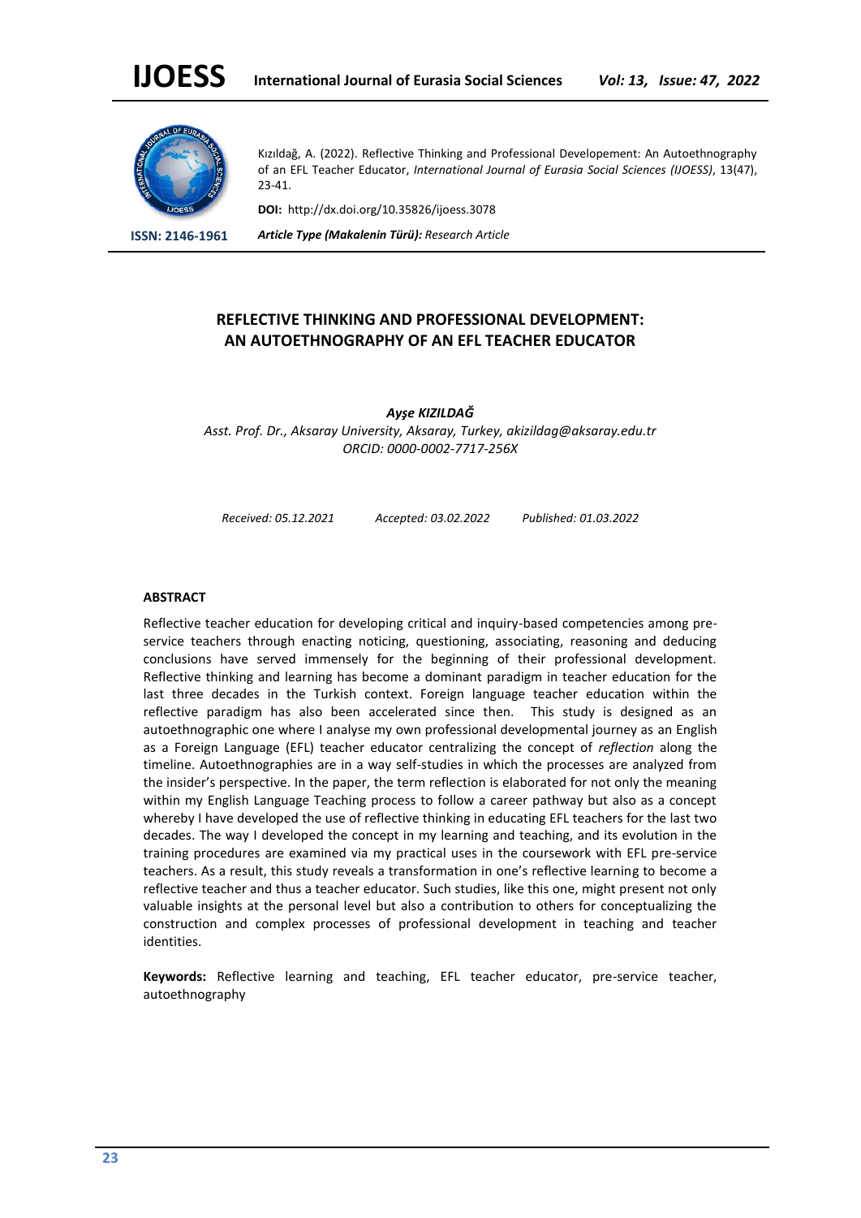Kızıldağ, A. (2022). Reflective Thinking and Professional Developement: An Autoethnography of an EFL Teacher Educator, *International Journal of Eurasia Social Sciences (IJOESS)*, 13(47), 23-41.

**DOI:** http://dx.doi.org/10.35826/ijoess.3078

**ISSN: 2146-1961**

***Article Type (Makalenin Türü):*** *Research Article*

# REFLECTIVE THINKING AND PROFESSIONAL DEVELOPMENT: AN AUTOETHNOGRAPHY OF AN EFL TEACHER EDUCATOR

***Ayşe KIZILDAĞ***

*Asst. Prof. Dr., Aksaray University, Aksaray, Turkey, akizildag@aksaray.edu.tr*
*ORCID: 0000-0002-7717-256X*

*Received: 05.12.2021* *Accepted: 03.02.2022* *Published: 01.03.2022*

## ABSTRACT

Reflective teacher education for developing critical and inquiry-based competencies among pre-service teachers through enacting noticing, questioning, associating, reasoning and deducing conclusions have served immensely for the beginning of their professional development. Reflective thinking and learning has become a dominant paradigm in teacher education for the last three decades in the Turkish context. Foreign language teacher education within the reflective paradigm has also been accelerated since then. This study is designed as an autoethnographic one where I analyse my own professional developmental journey as an English as a Foreign Language (EFL) teacher educator centralizing the concept of *reflection* along the timeline. Autoethnographies are in a way self-studies in which the processes are analyzed from the insider's perspective. In the paper, the term reflection is elaborated for not only the meaning within my English Language Teaching process to follow a career pathway but also as a concept whereby I have developed the use of reflective thinking in educating EFL teachers for the last two decades. The way I developed the concept in my learning and teaching, and its evolution in the training procedures are examined via my practical uses in the coursework with EFL pre-service teachers. As a result, this study reveals a transformation in one's reflective learning to become a reflective teacher and thus a teacher educator. Such studies, like this one, might present not only valuable insights at the personal level but also a contribution to others for conceptualizing the construction and complex processes of professional development in teaching and teacher identities.

**Keywords:** Reflective learning and teaching, EFL teacher educator, pre-service teacher, autoethnography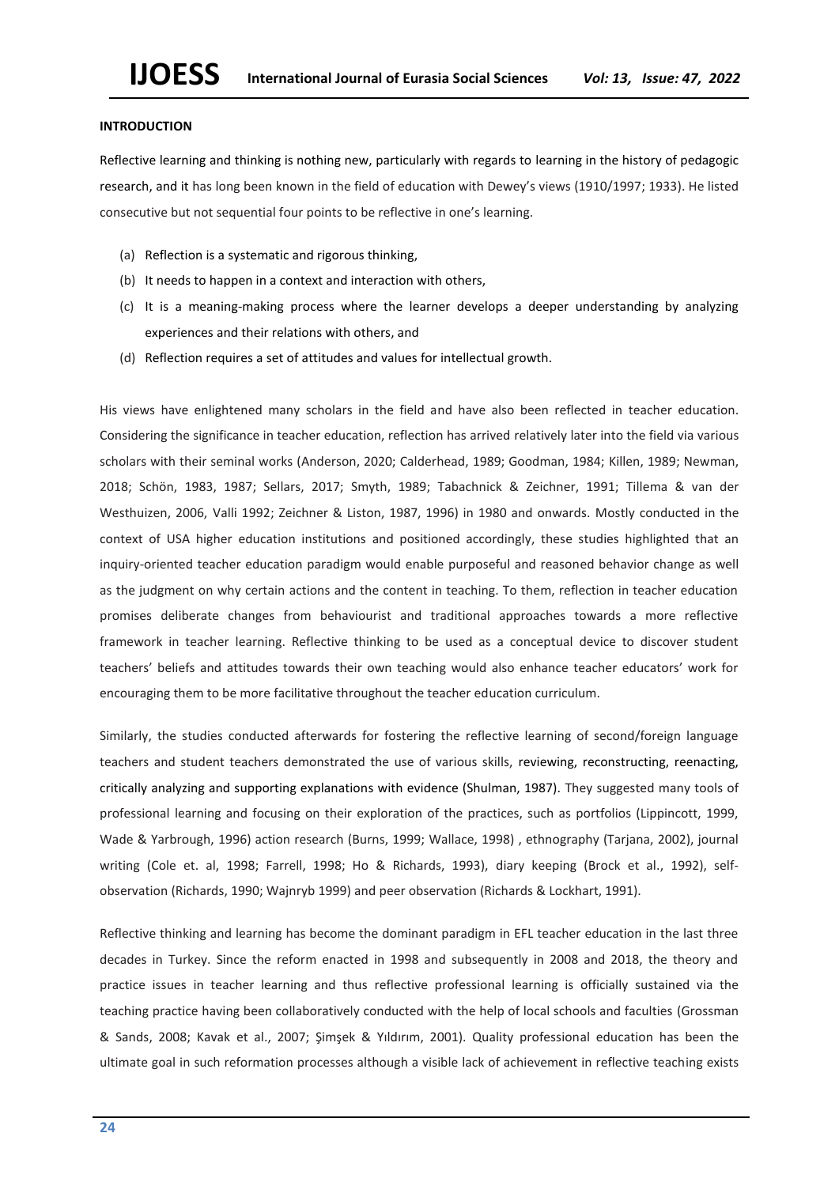**INTRODUCTION**

Reflective learning and thinking is nothing new, particularly with regards to learning in the history of pedagogic research, and it has long been known in the field of education with Dewey's views (1910/1997; 1933). He listed consecutive but not sequential four points to be reflective in one's learning.

(a) Reflection is a systematic and rigorous thinking,
(b) It needs to happen in a context and interaction with others,
(c) It is a meaning-making process where the learner develops a deeper understanding by analyzing experiences and their relations with others, and
(d) Reflection requires a set of attitudes and values for intellectual growth.

His views have enlightened many scholars in the field and have also been reflected in teacher education. Considering the significance in teacher education, reflection has arrived relatively later into the field via various scholars with their seminal works (Anderson, 2020; Calderhead, 1989; Goodman, 1984; Killen, 1989; Newman, 2018; Schön, 1983, 1987; Sellars, 2017; Smyth, 1989; Tabachnick & Zeichner, 1991; Tillema & van der Westhuizen, 2006, Valli 1992; Zeichner & Liston, 1987, 1996) in 1980 and onwards. Mostly conducted in the context of USA higher education institutions and positioned accordingly, these studies highlighted that an inquiry-oriented teacher education paradigm would enable purposeful and reasoned behavior change as well as the judgment on why certain actions and the content in teaching. To them, reflection in teacher education promises deliberate changes from behaviourist and traditional approaches towards a more reflective framework in teacher learning. Reflective thinking to be used as a conceptual device to discover student teachers' beliefs and attitudes towards their own teaching would also enhance teacher educators' work for encouraging them to be more facilitative throughout the teacher education curriculum.

Similarly, the studies conducted afterwards for fostering the reflective learning of second/foreign language teachers and student teachers demonstrated the use of various skills, reviewing, reconstructing, reenacting, critically analyzing and supporting explanations with evidence (Shulman, 1987). They suggested many tools of professional learning and focusing on their exploration of the practices, such as portfolios (Lippincott, 1999, Wade & Yarbrough, 1996) action research (Burns, 1999; Wallace, 1998) , ethnography (Tarjana, 2002), journal writing (Cole et. al, 1998; Farrell, 1998; Ho & Richards, 1993), diary keeping (Brock et al., 1992), self-observation (Richards, 1990; Wajnryb 1999) and peer observation (Richards & Lockhart, 1991).

Reflective thinking and learning has become the dominant paradigm in EFL teacher education in the last three decades in Turkey. Since the reform enacted in 1998 and subsequently in 2008 and 2018, the theory and practice issues in teacher learning and thus reflective professional learning is officially sustained via the teaching practice having been collaboratively conducted with the help of local schools and faculties (Grossman & Sands, 2008; Kavak et al., 2007; Şimşek & Yıldırım, 2001). Quality professional education has been the ultimate goal in such reformation processes although a visible lack of achievement in reflective teaching exists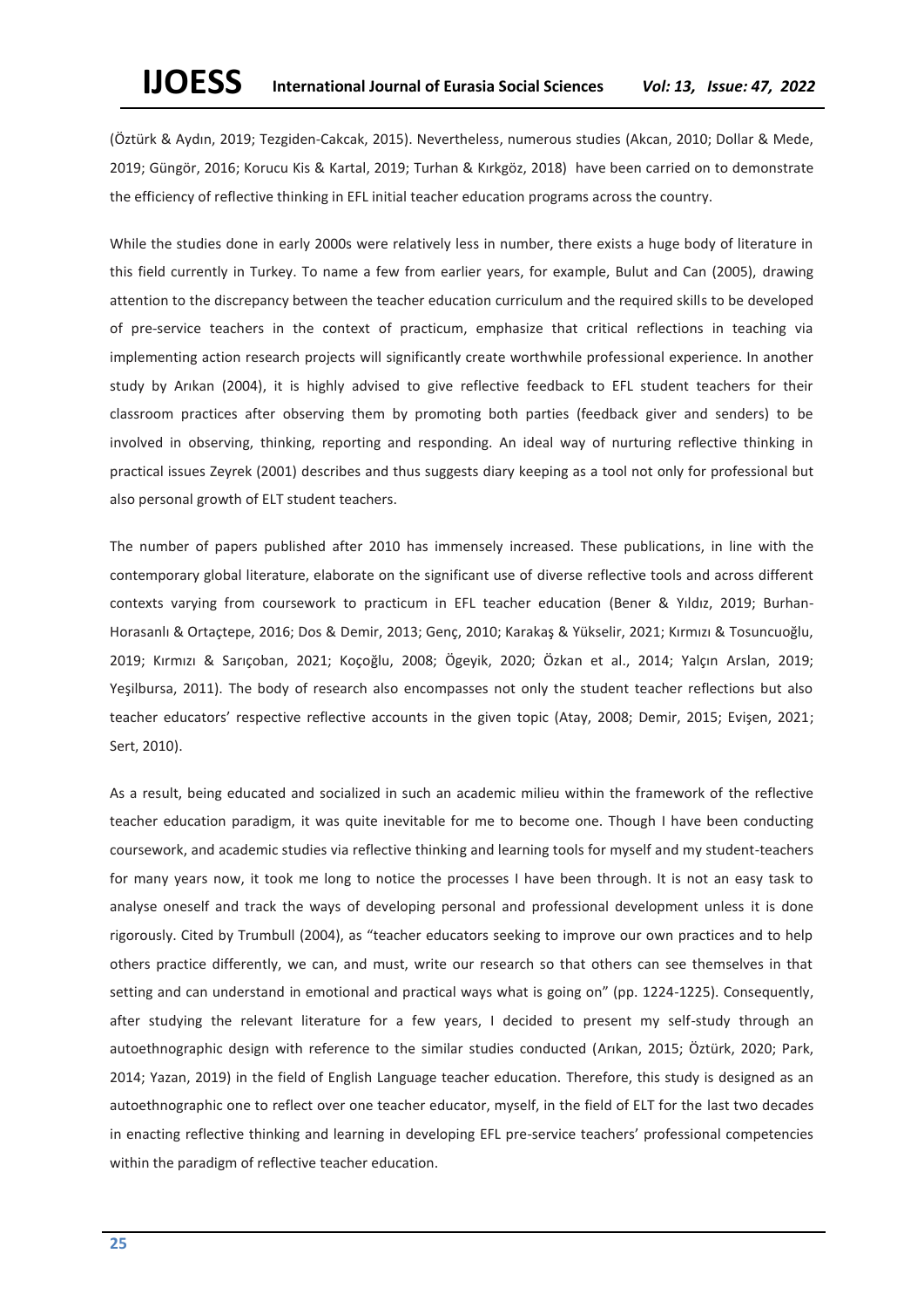(Öztürk & Aydın, 2019; Tezgiden-Cakcak, 2015). Nevertheless, numerous studies (Akcan, 2010; Dollar & Mede, 2019; Güngör, 2016; Korucu Kis & Kartal, 2019; Turhan & Kırkgöz, 2018) have been carried on to demonstrate the efficiency of reflective thinking in EFL initial teacher education programs across the country.

While the studies done in early 2000s were relatively less in number, there exists a huge body of literature in this field currently in Turkey. To name a few from earlier years, for example, Bulut and Can (2005), drawing attention to the discrepancy between the teacher education curriculum and the required skills to be developed of pre-service teachers in the context of practicum, emphasize that critical reflections in teaching via implementing action research projects will significantly create worthwhile professional experience. In another study by Arıkan (2004), it is highly advised to give reflective feedback to EFL student teachers for their classroom practices after observing them by promoting both parties (feedback giver and senders) to be involved in observing, thinking, reporting and responding. An ideal way of nurturing reflective thinking in practical issues Zeyrek (2001) describes and thus suggests diary keeping as a tool not only for professional but also personal growth of ELT student teachers.

The number of papers published after 2010 has immensely increased. These publications, in line with the contemporary global literature, elaborate on the significant use of diverse reflective tools and across different contexts varying from coursework to practicum in EFL teacher education (Bener & Yıldız, 2019; Burhan-Horasanlı & Ortaçtepe, 2016; Dos & Demir, 2013; Genç, 2010; Karakaş & Yükselir, 2021; Kırmızı & Tosuncuoğlu, 2019; Kırmızı & Sarıçoban, 2021; Koçoğlu, 2008; Ögeyik, 2020; Özkan et al., 2014; Yalçın Arslan, 2019; Yeşilbursa, 2011). The body of research also encompasses not only the student teacher reflections but also teacher educators' respective reflective accounts in the given topic (Atay, 2008; Demir, 2015; Evişen, 2021; Sert, 2010).

As a result, being educated and socialized in such an academic milieu within the framework of the reflective teacher education paradigm, it was quite inevitable for me to become one. Though I have been conducting coursework, and academic studies via reflective thinking and learning tools for myself and my student-teachers for many years now, it took me long to notice the processes I have been through. It is not an easy task to analyse oneself and track the ways of developing personal and professional development unless it is done rigorously. Cited by Trumbull (2004), as "teacher educators seeking to improve our own practices and to help others practice differently, we can, and must, write our research so that others can see themselves in that setting and can understand in emotional and practical ways what is going on" (pp. 1224-1225). Consequently, after studying the relevant literature for a few years, I decided to present my self-study through an autoethnographic design with reference to the similar studies conducted (Arıkan, 2015; Öztürk, 2020; Park, 2014; Yazan, 2019) in the field of English Language teacher education. Therefore, this study is designed as an autoethnographic one to reflect over one teacher educator, myself, in the field of ELT for the last two decades in enacting reflective thinking and learning in developing EFL pre-service teachers' professional competencies within the paradigm of reflective teacher education.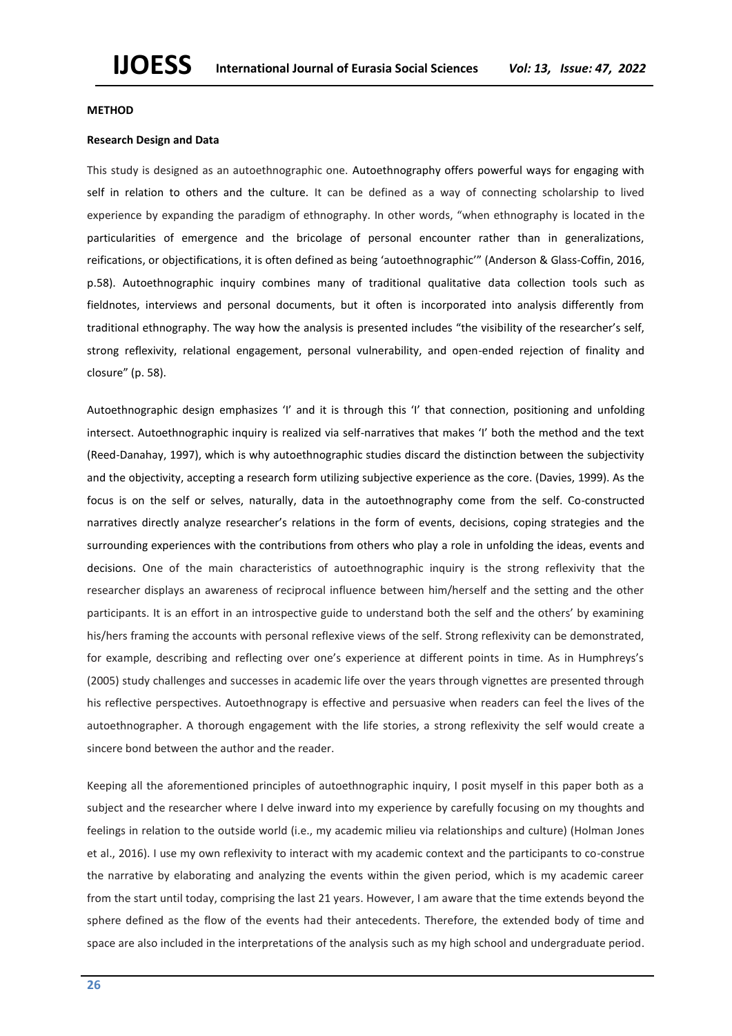**METHOD**

**Research Design and Data**

This study is designed as an autoethnographic one. Autoethnography offers powerful ways for engaging with self in relation to others and the culture. It can be defined as a way of connecting scholarship to lived experience by expanding the paradigm of ethnography. In other words, "when ethnography is located in the particularities of emergence and the bricolage of personal encounter rather than in generalizations, reifications, or objectifications, it is often defined as being 'autoethnographic'" (Anderson & Glass-Coffin, 2016, p.58). Autoethnographic inquiry combines many of traditional qualitative data collection tools such as fieldnotes, interviews and personal documents, but it often is incorporated into analysis differently from traditional ethnography. The way how the analysis is presented includes "the visibility of the researcher's self, strong reflexivity, relational engagement, personal vulnerability, and open-ended rejection of finality and closure" (p. 58).

Autoethnographic design emphasizes 'I' and it is through this 'I' that connection, positioning and unfolding intersect. Autoethnographic inquiry is realized via self-narratives that makes 'I' both the method and the text (Reed-Danahay, 1997), which is why autoethnographic studies discard the distinction between the subjectivity and the objectivity, accepting a research form utilizing subjective experience as the core. (Davies, 1999). As the focus is on the self or selves, naturally, data in the autoethnography come from the self. Co-constructed narratives directly analyze researcher's relations in the form of events, decisions, coping strategies and the surrounding experiences with the contributions from others who play a role in unfolding the ideas, events and decisions. One of the main characteristics of autoethnographic inquiry is the strong reflexivity that the researcher displays an awareness of reciprocal influence between him/herself and the setting and the other participants. It is an effort in an introspective guide to understand both the self and the others' by examining his/hers framing the accounts with personal reflexive views of the self. Strong reflexivity can be demonstrated, for example, describing and reflecting over one's experience at different points in time. As in Humphreys's (2005) study challenges and successes in academic life over the years through vignettes are presented through his reflective perspectives. Autoethnograpy is effective and persuasive when readers can feel the lives of the autoethnographer. A thorough engagement with the life stories, a strong reflexivity the self would create a sincere bond between the author and the reader.

Keeping all the aforementioned principles of autoethnographic inquiry, I posit myself in this paper both as a subject and the researcher where I delve inward into my experience by carefully focusing on my thoughts and feelings in relation to the outside world (i.e., my academic milieu via relationships and culture) (Holman Jones et al., 2016). I use my own reflexivity to interact with my academic context and the participants to co-construe the narrative by elaborating and analyzing the events within the given period, which is my academic career from the start until today, comprising the last 21 years. However, I am aware that the time extends beyond the sphere defined as the flow of the events had their antecedents. Therefore, the extended body of time and space are also included in the interpretations of the analysis such as my high school and undergraduate period.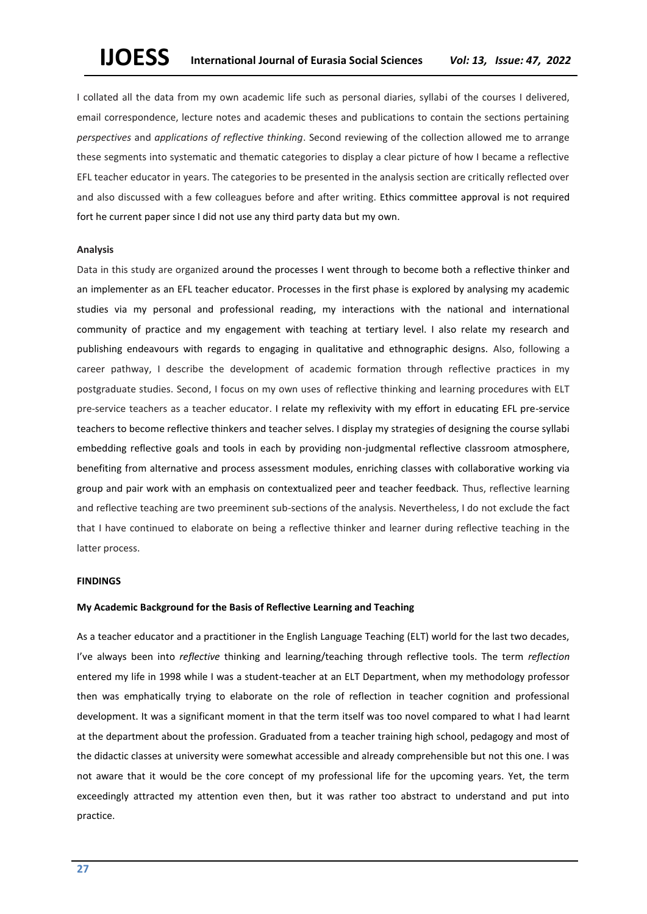I collated all the data from my own academic life such as personal diaries, syllabi of the courses I delivered, email correspondence, lecture notes and academic theses and publications to contain the sections pertaining *perspectives* and *applications of reflective thinking*. Second reviewing of the collection allowed me to arrange these segments into systematic and thematic categories to display a clear picture of how I became a reflective EFL teacher educator in years. The categories to be presented in the analysis section are critically reflected over and also discussed with a few colleagues before and after writing. Ethics committee approval is not required fort he current paper since I did not use any third party data but my own.

**Analysis**

Data in this study are organized around the processes I went through to become both a reflective thinker and an implementer as an EFL teacher educator. Processes in the first phase is explored by analysing my academic studies via my personal and professional reading, my interactions with the national and international community of practice and my engagement with teaching at tertiary level. I also relate my research and publishing endeavours with regards to engaging in qualitative and ethnographic designs. Also, following a career pathway, I describe the development of academic formation through reflective practices in my postgraduate studies. Second, I focus on my own uses of reflective thinking and learning procedures with ELT pre-service teachers as a teacher educator. I relate my reflexivity with my effort in educating EFL pre-service teachers to become reflective thinkers and teacher selves. I display my strategies of designing the course syllabi embedding reflective goals and tools in each by providing non-judgmental reflective classroom atmosphere, benefiting from alternative and process assessment modules, enriching classes with collaborative working via group and pair work with an emphasis on contextualized peer and teacher feedback. Thus, reflective learning and reflective teaching are two preeminent sub-sections of the analysis. Nevertheless, I do not exclude the fact that I have continued to elaborate on being a reflective thinker and learner during reflective teaching in the latter process.

## FINDINGS

### My Academic Background for the Basis of Reflective Learning and Teaching

As a teacher educator and a practitioner in the English Language Teaching (ELT) world for the last two decades, I've always been into *reflective* thinking and learning/teaching through reflective tools. The term *reflection* entered my life in 1998 while I was a student-teacher at an ELT Department, when my methodology professor then was emphatically trying to elaborate on the role of reflection in teacher cognition and professional development. It was a significant moment in that the term itself was too novel compared to what I had learnt at the department about the profession. Graduated from a teacher training high school, pedagogy and most of the didactic classes at university were somewhat accessible and already comprehensible but not this one. I was not aware that it would be the core concept of my professional life for the upcoming years. Yet, the term exceedingly attracted my attention even then, but it was rather too abstract to understand and put into practice.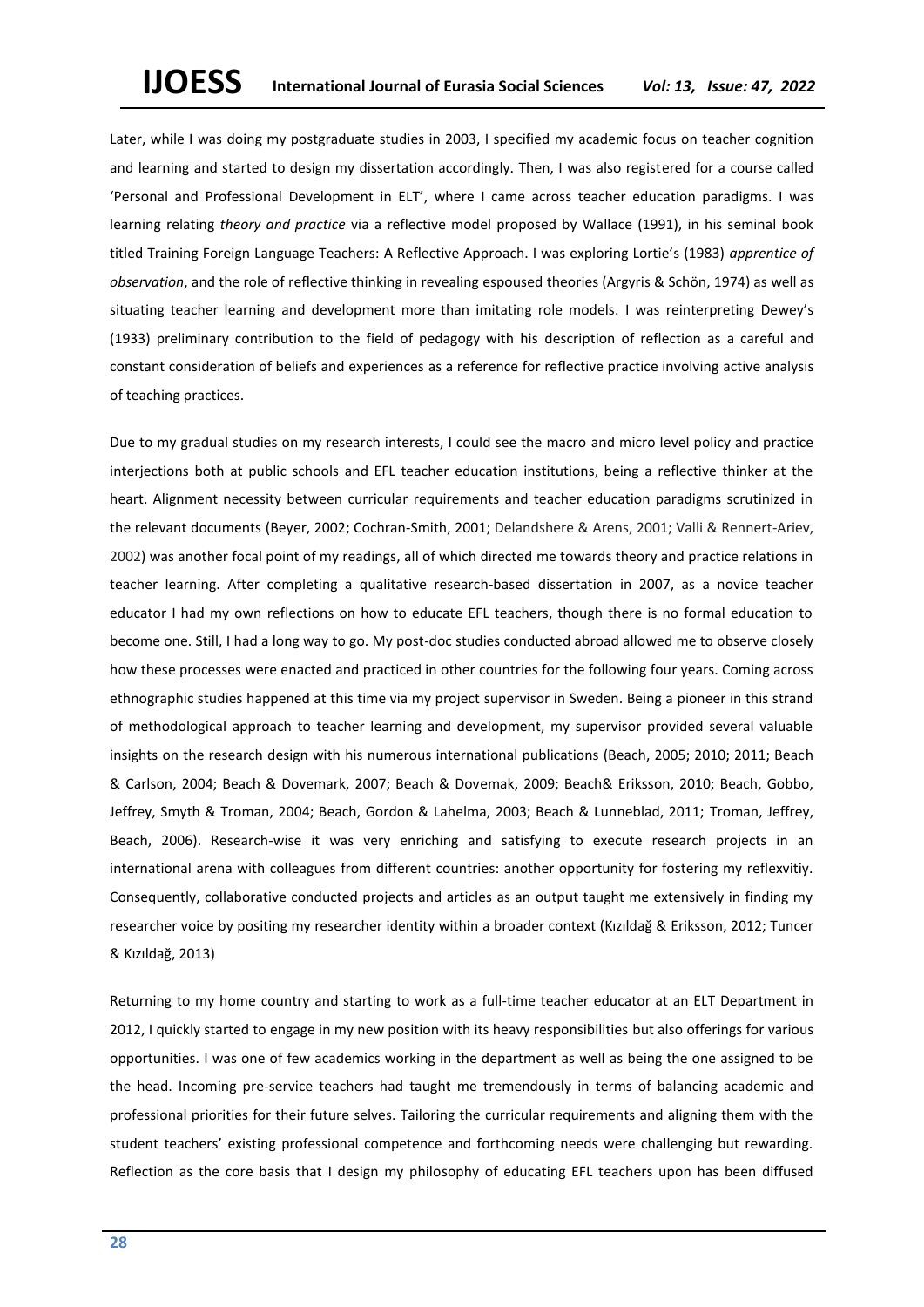Later, while I was doing my postgraduate studies in 2003, I specified my academic focus on teacher cognition and learning and started to design my dissertation accordingly. Then, I was also registered for a course called 'Personal and Professional Development in ELT', where I came across teacher education paradigms. I was learning relating *theory and practice* via a reflective model proposed by Wallace (1991), in his seminal book titled Training Foreign Language Teachers: A Reflective Approach. I was exploring Lortie's (1983) *apprentice of observation*, and the role of reflective thinking in revealing espoused theories (Argyris & Schön, 1974) as well as situating teacher learning and development more than imitating role models. I was reinterpreting Dewey's (1933) preliminary contribution to the field of pedagogy with his description of reflection as a careful and constant consideration of beliefs and experiences as a reference for reflective practice involving active analysis of teaching practices.

Due to my gradual studies on my research interests, I could see the macro and micro level policy and practice interjections both at public schools and EFL teacher education institutions, being a reflective thinker at the heart. Alignment necessity between curricular requirements and teacher education paradigms scrutinized in the relevant documents (Beyer, 2002; Cochran-Smith, 2001; Delandshere & Arens, 2001; Valli & Rennert-Ariev, 2002) was another focal point of my readings, all of which directed me towards theory and practice relations in teacher learning. After completing a qualitative research-based dissertation in 2007, as a novice teacher educator I had my own reflections on how to educate EFL teachers, though there is no formal education to become one. Still, I had a long way to go. My post-doc studies conducted abroad allowed me to observe closely how these processes were enacted and practiced in other countries for the following four years. Coming across ethnographic studies happened at this time via my project supervisor in Sweden. Being a pioneer in this strand of methodological approach to teacher learning and development, my supervisor provided several valuable insights on the research design with his numerous international publications (Beach, 2005; 2010; 2011; Beach & Carlson, 2004; Beach & Dovemark, 2007; Beach & Dovemak, 2009; Beach& Eriksson, 2010; Beach, Gobbo, Jeffrey, Smyth & Troman, 2004; Beach, Gordon & Lahelma, 2003; Beach & Lunneblad, 2011; Troman, Jeffrey, Beach, 2006). Research-wise it was very enriching and satisfying to execute research projects in an international arena with colleagues from different countries: another opportunity for fostering my reflexvitiy. Consequently, collaborative conducted projects and articles as an output taught me extensively in finding my researcher voice by positing my researcher identity within a broader context (Kızıldağ & Eriksson, 2012; Tuncer & Kızıldağ, 2013)

Returning to my home country and starting to work as a full-time teacher educator at an ELT Department in 2012, I quickly started to engage in my new position with its heavy responsibilities but also offerings for various opportunities. I was one of few academics working in the department as well as being the one assigned to be the head. Incoming pre-service teachers had taught me tremendously in terms of balancing academic and professional priorities for their future selves. Tailoring the curricular requirements and aligning them with the student teachers' existing professional competence and forthcoming needs were challenging but rewarding. Reflection as the core basis that I design my philosophy of educating EFL teachers upon has been diffused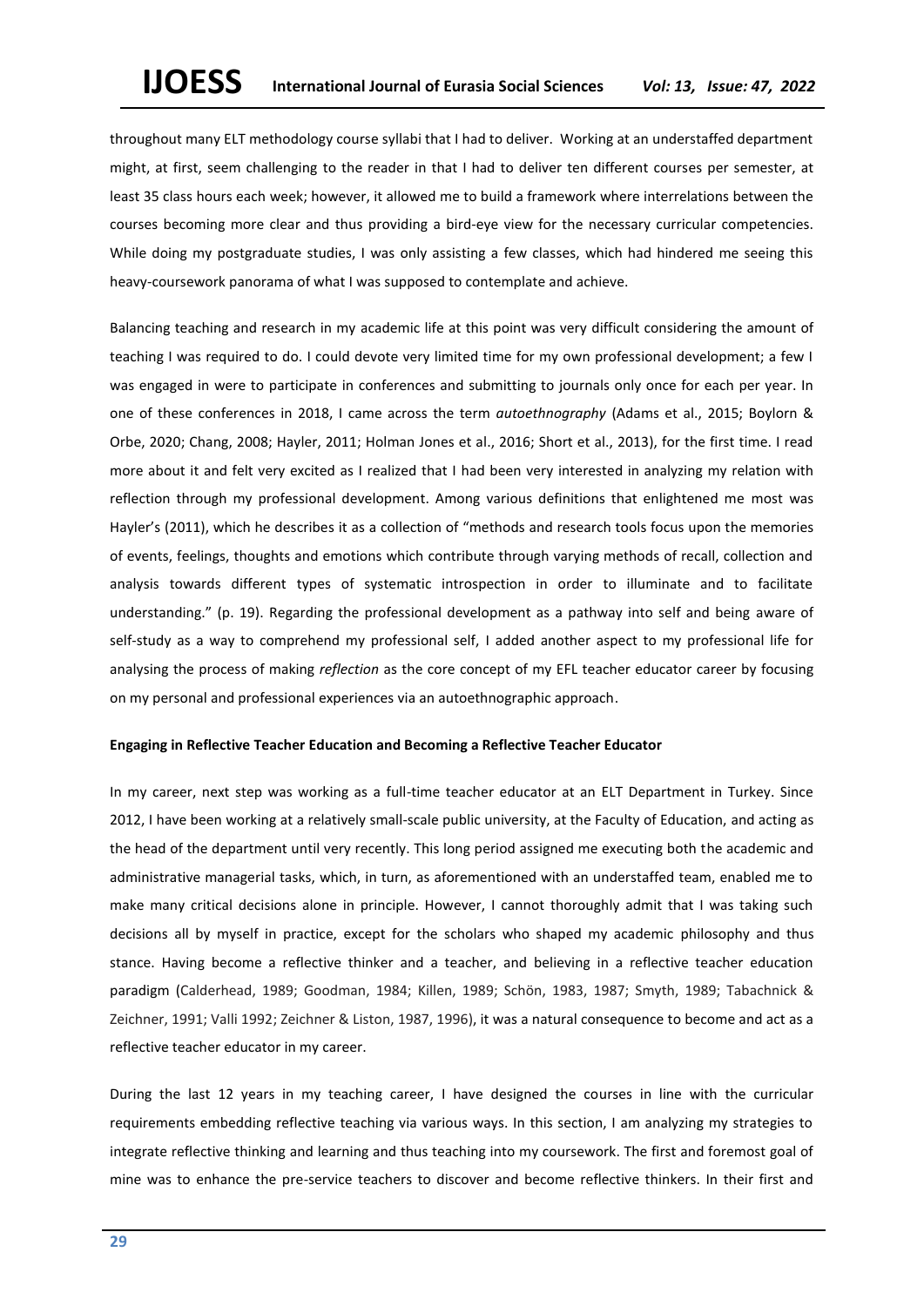throughout many ELT methodology course syllabi that I had to deliver. Working at an understaffed department might, at first, seem challenging to the reader in that I had to deliver ten different courses per semester, at least 35 class hours each week; however, it allowed me to build a framework where interrelations between the courses becoming more clear and thus providing a bird-eye view for the necessary curricular competencies. While doing my postgraduate studies, I was only assisting a few classes, which had hindered me seeing this heavy-coursework panorama of what I was supposed to contemplate and achieve.

Balancing teaching and research in my academic life at this point was very difficult considering the amount of teaching I was required to do. I could devote very limited time for my own professional development; a few I was engaged in were to participate in conferences and submitting to journals only once for each per year. In one of these conferences in 2018, I came across the term *autoethnography* (Adams et al., 2015; Boylorn & Orbe, 2020; Chang, 2008; Hayler, 2011; Holman Jones et al., 2016; Short et al., 2013), for the first time. I read more about it and felt very excited as I realized that I had been very interested in analyzing my relation with reflection through my professional development. Among various definitions that enlightened me most was Hayler's (2011), which he describes it as a collection of "methods and research tools focus upon the memories of events, feelings, thoughts and emotions which contribute through varying methods of recall, collection and analysis towards different types of systematic introspection in order to illuminate and to facilitate understanding." (p. 19). Regarding the professional development as a pathway into self and being aware of self-study as a way to comprehend my professional self, I added another aspect to my professional life for analysing the process of making *reflection* as the core concept of my EFL teacher educator career by focusing on my personal and professional experiences via an autoethnographic approach.

**Engaging in Reflective Teacher Education and Becoming a Reflective Teacher Educator**

In my career, next step was working as a full-time teacher educator at an ELT Department in Turkey. Since 2012, I have been working at a relatively small-scale public university, at the Faculty of Education, and acting as the head of the department until very recently. This long period assigned me executing both the academic and administrative managerial tasks, which, in turn, as aforementioned with an understaffed team, enabled me to make many critical decisions alone in principle. However, I cannot thoroughly admit that I was taking such decisions all by myself in practice, except for the scholars who shaped my academic philosophy and thus stance. Having become a reflective thinker and a teacher, and believing in a reflective teacher education paradigm (Calderhead, 1989; Goodman, 1984; Killen, 1989; Schön, 1983, 1987; Smyth, 1989; Tabachnick & Zeichner, 1991; Valli 1992; Zeichner & Liston, 1987, 1996), it was a natural consequence to become and act as a reflective teacher educator in my career.

During the last 12 years in my teaching career, I have designed the courses in line with the curricular requirements embedding reflective teaching via various ways. In this section, I am analyzing my strategies to integrate reflective thinking and learning and thus teaching into my coursework. The first and foremost goal of mine was to enhance the pre-service teachers to discover and become reflective thinkers. In their first and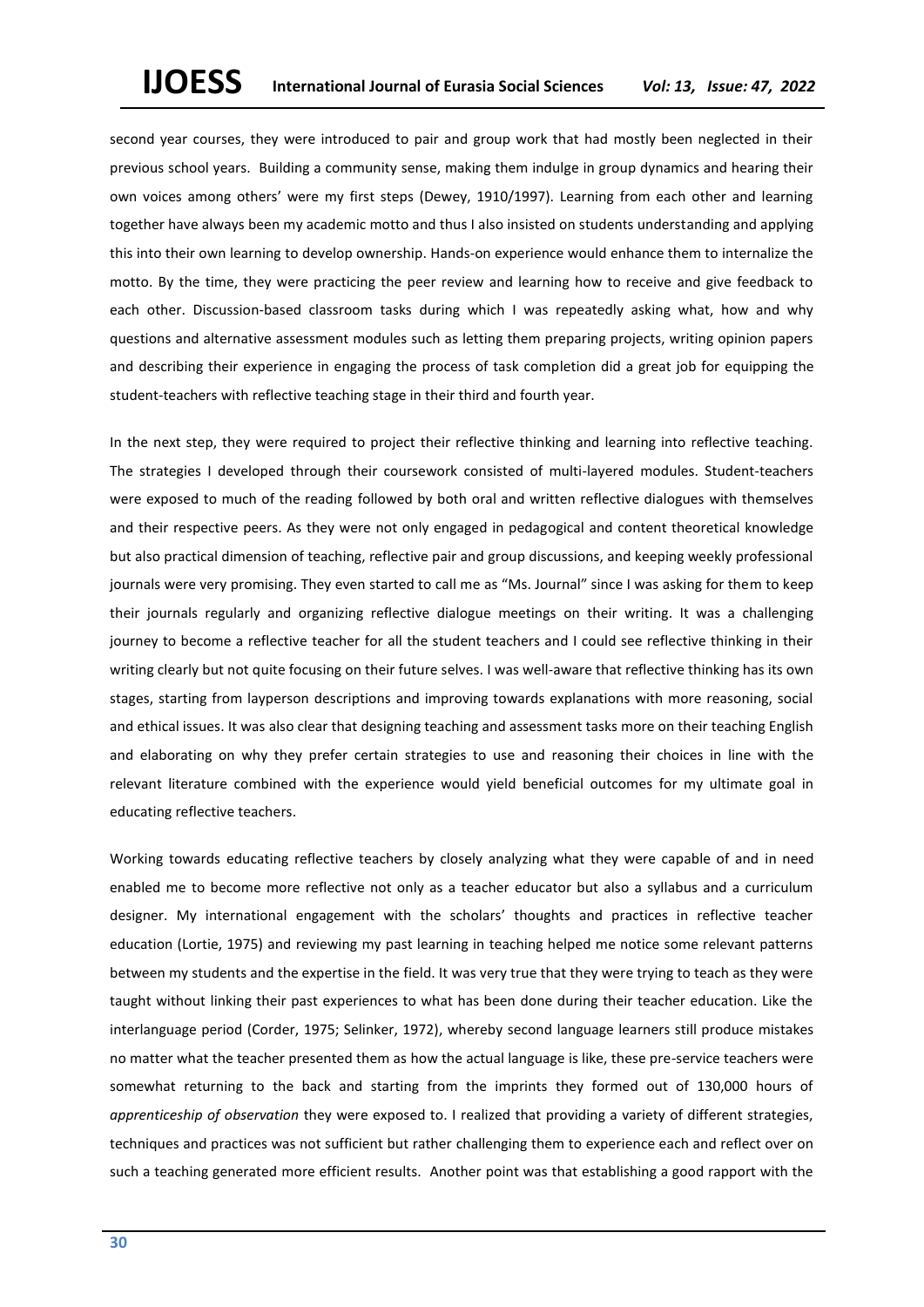second year courses, they were introduced to pair and group work that had mostly been neglected in their previous school years. Building a community sense, making them indulge in group dynamics and hearing their own voices among others' were my first steps (Dewey, 1910/1997). Learning from each other and learning together have always been my academic motto and thus I also insisted on students understanding and applying this into their own learning to develop ownership. Hands-on experience would enhance them to internalize the motto. By the time, they were practicing the peer review and learning how to receive and give feedback to each other. Discussion-based classroom tasks during which I was repeatedly asking what, how and why questions and alternative assessment modules such as letting them preparing projects, writing opinion papers and describing their experience in engaging the process of task completion did a great job for equipping the student-teachers with reflective teaching stage in their third and fourth year.

In the next step, they were required to project their reflective thinking and learning into reflective teaching. The strategies I developed through their coursework consisted of multi-layered modules. Student-teachers were exposed to much of the reading followed by both oral and written reflective dialogues with themselves and their respective peers. As they were not only engaged in pedagogical and content theoretical knowledge but also practical dimension of teaching, reflective pair and group discussions, and keeping weekly professional journals were very promising. They even started to call me as "Ms. Journal" since I was asking for them to keep their journals regularly and organizing reflective dialogue meetings on their writing. It was a challenging journey to become a reflective teacher for all the student teachers and I could see reflective thinking in their writing clearly but not quite focusing on their future selves. I was well-aware that reflective thinking has its own stages, starting from layperson descriptions and improving towards explanations with more reasoning, social and ethical issues. It was also clear that designing teaching and assessment tasks more on their teaching English and elaborating on why they prefer certain strategies to use and reasoning their choices in line with the relevant literature combined with the experience would yield beneficial outcomes for my ultimate goal in educating reflective teachers.

Working towards educating reflective teachers by closely analyzing what they were capable of and in need enabled me to become more reflective not only as a teacher educator but also a syllabus and a curriculum designer. My international engagement with the scholars' thoughts and practices in reflective teacher education (Lortie, 1975) and reviewing my past learning in teaching helped me notice some relevant patterns between my students and the expertise in the field. It was very true that they were trying to teach as they were taught without linking their past experiences to what has been done during their teacher education. Like the interlanguage period (Corder, 1975; Selinker, 1972), whereby second language learners still produce mistakes no matter what the teacher presented them as how the actual language is like, these pre-service teachers were somewhat returning to the back and starting from the imprints they formed out of 130,000 hours of *apprenticeship of observation* they were exposed to. I realized that providing a variety of different strategies, techniques and practices was not sufficient but rather challenging them to experience each and reflect over on such a teaching generated more efficient results. Another point was that establishing a good rapport with the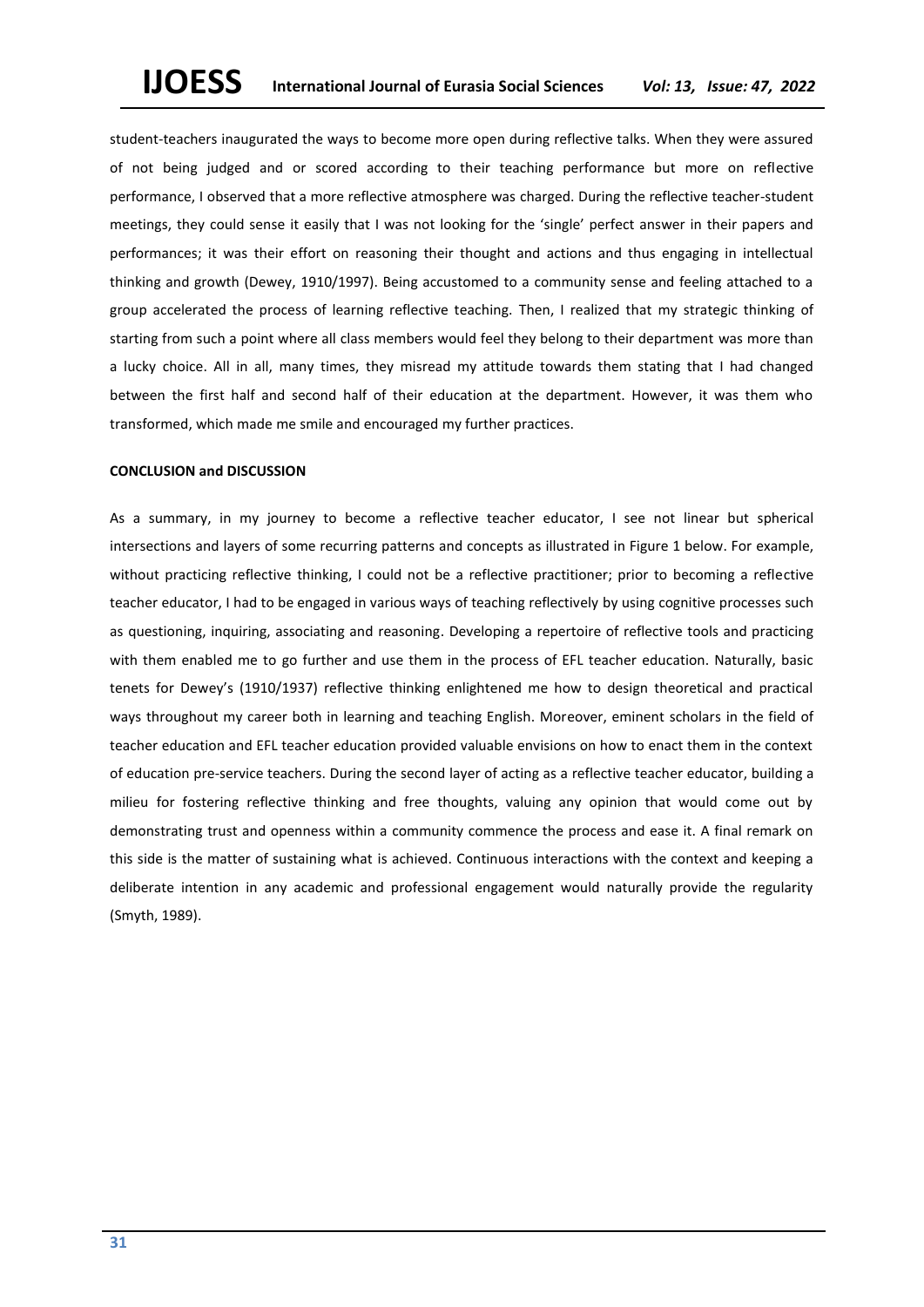student-teachers inaugurated the ways to become more open during reflective talks. When they were assured of not being judged and or scored according to their teaching performance but more on reflective performance, I observed that a more reflective atmosphere was charged. During the reflective teacher-student meetings, they could sense it easily that I was not looking for the 'single' perfect answer in their papers and performances; it was their effort on reasoning their thought and actions and thus engaging in intellectual thinking and growth (Dewey, 1910/1997). Being accustomed to a community sense and feeling attached to a group accelerated the process of learning reflective teaching. Then, I realized that my strategic thinking of starting from such a point where all class members would feel they belong to their department was more than a lucky choice. All in all, many times, they misread my attitude towards them stating that I had changed between the first half and second half of their education at the department. However, it was them who transformed, which made me smile and encouraged my further practices.

## CONCLUSION and DISCUSSION

As a summary, in my journey to become a reflective teacher educator, I see not linear but spherical intersections and layers of some recurring patterns and concepts as illustrated in Figure 1 below. For example, without practicing reflective thinking, I could not be a reflective practitioner; prior to becoming a reflective teacher educator, I had to be engaged in various ways of teaching reflectively by using cognitive processes such as questioning, inquiring, associating and reasoning. Developing a repertoire of reflective tools and practicing with them enabled me to go further and use them in the process of EFL teacher education. Naturally, basic tenets for Dewey's (1910/1937) reflective thinking enlightened me how to design theoretical and practical ways throughout my career both in learning and teaching English. Moreover, eminent scholars in the field of teacher education and EFL teacher education provided valuable envisions on how to enact them in the context of education pre-service teachers. During the second layer of acting as a reflective teacher educator, building a milieu for fostering reflective thinking and free thoughts, valuing any opinion that would come out by demonstrating trust and openness within a community commence the process and ease it. A final remark on this side is the matter of sustaining what is achieved. Continuous interactions with the context and keeping a deliberate intention in any academic and professional engagement would naturally provide the regularity (Smyth, 1989).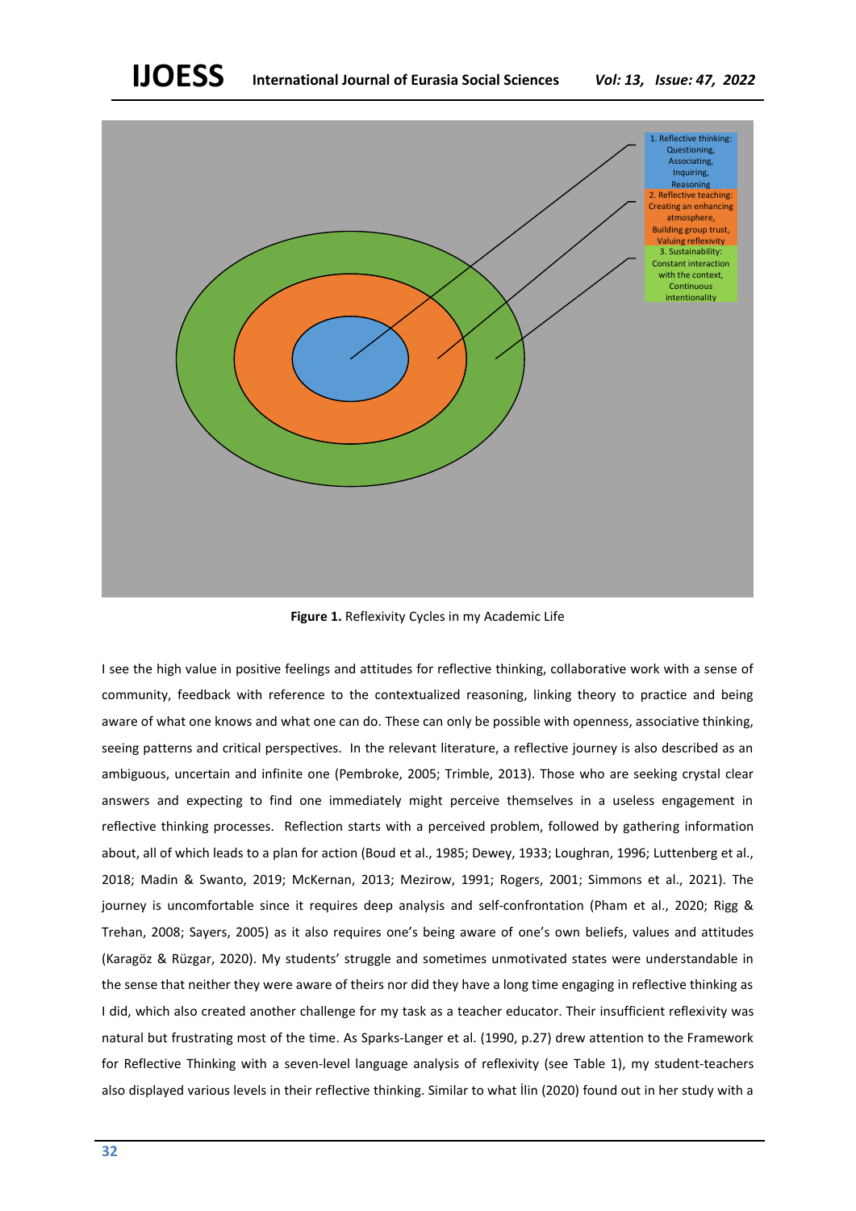1. Reflective thinking: Questioning, Associating, Inquiring, Reasoning
2. Reflective teaching: Creating an enhancing atmosphere, Building group trust, Valuing reflexivity
3. Sustainability: Constant interaction with the context, Continuous intentionality

**Figure 1.** Reflexivity Cycles in my Academic Life

I see the high value in positive feelings and attitudes for reflective thinking, collaborative work with a sense of community, feedback with reference to the contextualized reasoning, linking theory to practice and being aware of what one knows and what one can do. These can only be possible with openness, associative thinking, seeing patterns and critical perspectives. In the relevant literature, a reflective journey is also described as an ambiguous, uncertain and infinite one (Pembroke, 2005; Trimble, 2013). Those who are seeking crystal clear answers and expecting to find one immediately might perceive themselves in a useless engagement in reflective thinking processes. Reflection starts with a perceived problem, followed by gathering information about, all of which leads to a plan for action (Boud et al., 1985; Dewey, 1933; Loughran, 1996; Luttenberg et al., 2018; Madin & Swanto, 2019; McKernan, 2013; Mezirow, 1991; Rogers, 2001; Simmons et al., 2021). The journey is uncomfortable since it requires deep analysis and self-confrontation (Pham et al., 2020; Rigg & Trehan, 2008; Sayers, 2005) as it also requires one's being aware of one's own beliefs, values and attitudes (Karagöz & Rüzgar, 2020). My students' struggle and sometimes unmotivated states were understandable in the sense that neither they were aware of theirs nor did they have a long time engaging in reflective thinking as I did, which also created another challenge for my task as a teacher educator. Their insufficient reflexivity was natural but frustrating most of the time. As Sparks-Langer et al. (1990, p.27) drew attention to the Framework for Reflective Thinking with a seven-level language analysis of reflexivity (see Table 1), my student-teachers also displayed various levels in their reflective thinking. Similar to what İlin (2020) found out in her study with a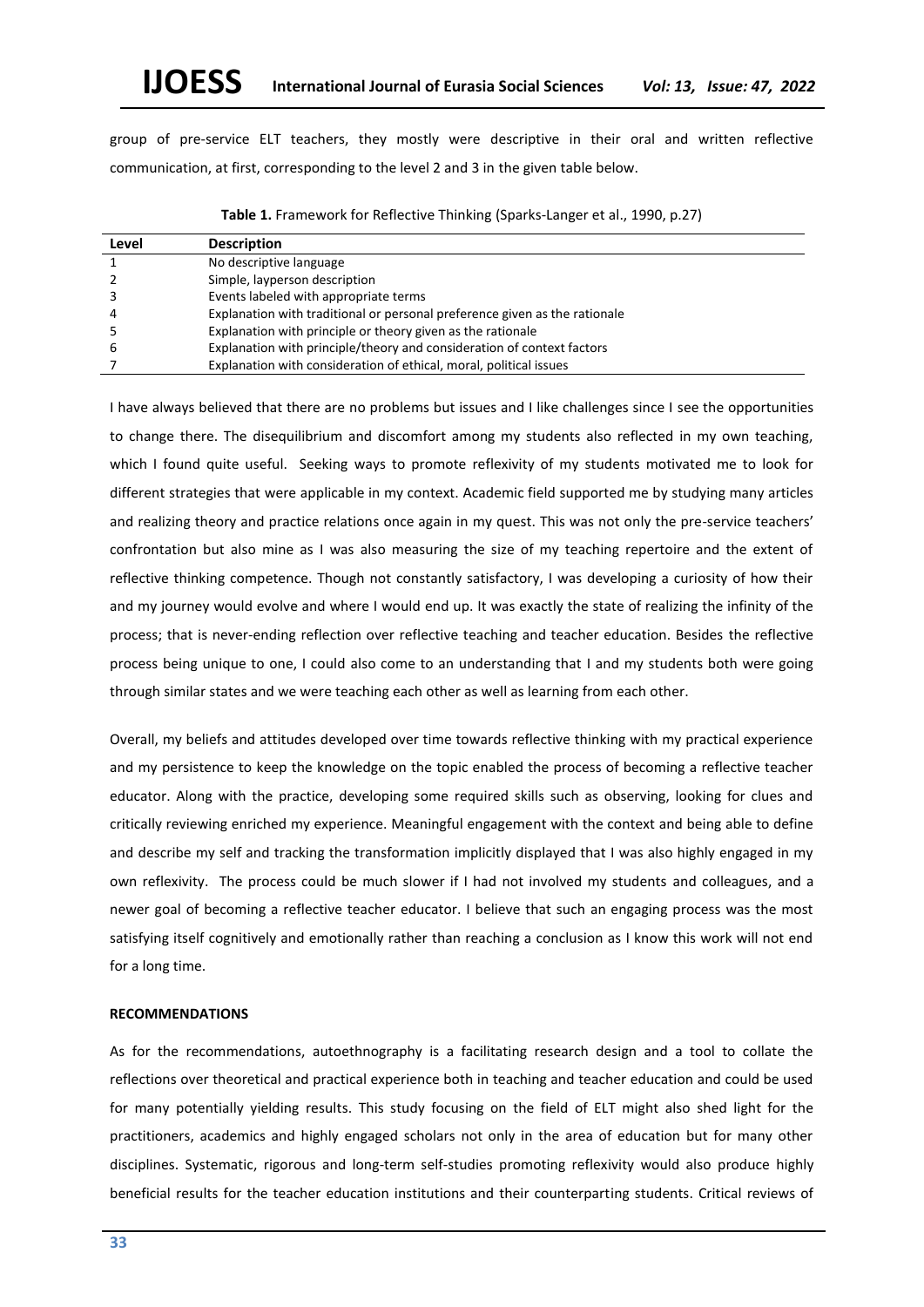group of pre-service ELT teachers, they mostly were descriptive in their oral and written reflective communication, at first, corresponding to the level 2 and 3 in the given table below.

**Table 1.** Framework for Reflective Thinking (Sparks-Langer et al., 1990, p.27)

| Level | Description |
|---|---|
| 1 | No descriptive language |
| 2 | Simple, layperson description |
| 3 | Events labeled with appropriate terms |
| 4 | Explanation with traditional or personal preference given as the rationale |
| 5 | Explanation with principle or theory given as the rationale |
| 6 | Explanation with principle/theory and consideration of context factors |
| 7 | Explanation with consideration of ethical, moral, political issues |

I have always believed that there are no problems but issues and I like challenges since I see the opportunities to change there. The disequilibrium and discomfort among my students also reflected in my own teaching, which I found quite useful. Seeking ways to promote reflexivity of my students motivated me to look for different strategies that were applicable in my context. Academic field supported me by studying many articles and realizing theory and practice relations once again in my quest. This was not only the pre-service teachers' confrontation but also mine as I was also measuring the size of my teaching repertoire and the extent of reflective thinking competence. Though not constantly satisfactory, I was developing a curiosity of how their and my journey would evolve and where I would end up. It was exactly the state of realizing the infinity of the process; that is never-ending reflection over reflective teaching and teacher education. Besides the reflective process being unique to one, I could also come to an understanding that I and my students both were going through similar states and we were teaching each other as well as learning from each other.

Overall, my beliefs and attitudes developed over time towards reflective thinking with my practical experience and my persistence to keep the knowledge on the topic enabled the process of becoming a reflective teacher educator. Along with the practice, developing some required skills such as observing, looking for clues and critically reviewing enriched my experience. Meaningful engagement with the context and being able to define and describe my self and tracking the transformation implicitly displayed that I was also highly engaged in my own reflexivity. The process could be much slower if I had not involved my students and colleagues, and a newer goal of becoming a reflective teacher educator. I believe that such an engaging process was the most satisfying itself cognitively and emotionally rather than reaching a conclusion as I know this work will not end for a long time.

## RECOMMENDATIONS

As for the recommendations, autoethnography is a facilitating research design and a tool to collate the reflections over theoretical and practical experience both in teaching and teacher education and could be used for many potentially yielding results. This study focusing on the field of ELT might also shed light for the practitioners, academics and highly engaged scholars not only in the area of education but for many other disciplines. Systematic, rigorous and long-term self-studies promoting reflexivity would also produce highly beneficial results for the teacher education institutions and their counterparting students. Critical reviews of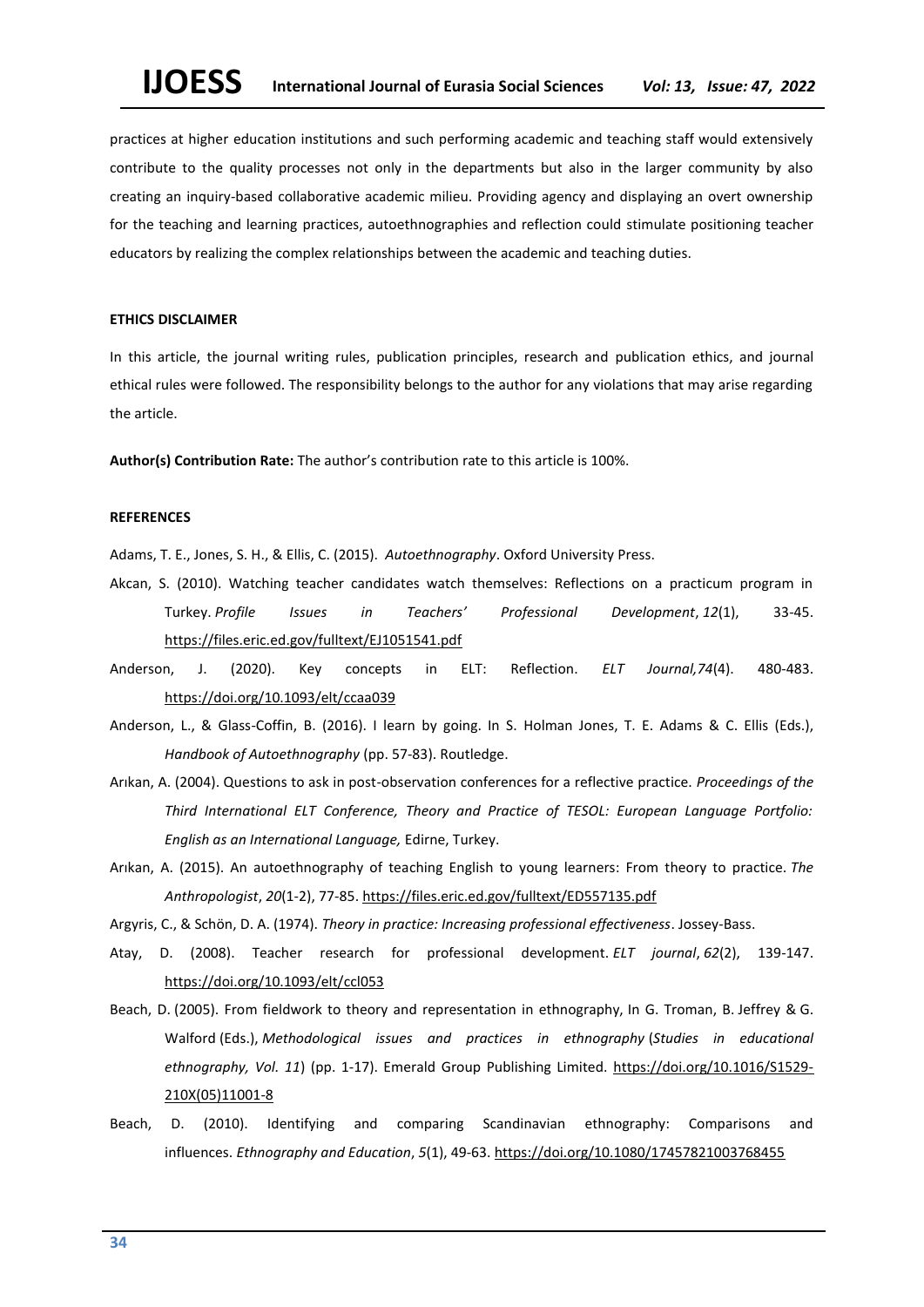practices at higher education institutions and such performing academic and teaching staff would extensively contribute to the quality processes not only in the departments but also in the larger community by also creating an inquiry-based collaborative academic milieu. Providing agency and displaying an overt ownership for the teaching and learning practices, autoethnographies and reflection could stimulate positioning teacher educators by realizing the complex relationships between the academic and teaching duties.

**ETHICS DISCLAIMER**

In this article, the journal writing rules, publication principles, research and publication ethics, and journal ethical rules were followed. The responsibility belongs to the author for any violations that may arise regarding the article.

**Author(s) Contribution Rate:** The author's contribution rate to this article is 100%.

**REFERENCES**

Adams, T. E., Jones, S. H., & Ellis, C. (2015). *Autoethnography*. Oxford University Press.

Akcan, S. (2010). Watching teacher candidates watch themselves: Reflections on a practicum program in Turkey. *Profile Issues in Teachers' Professional Development*, *12*(1), 33-45. https://files.eric.ed.gov/fulltext/EJ1051541.pdf

Anderson, J. (2020). Key concepts in ELT: Reflection. *ELT Journal,74*(4). 480-483. https://doi.org/10.1093/elt/ccaa039

Anderson, L., & Glass-Coffin, B. (2016). I learn by going. In S. Holman Jones, T. E. Adams & C. Ellis (Eds.), *Handbook of Autoethnography* (pp. 57-83). Routledge.

Arıkan, A. (2004). Questions to ask in post-observation conferences for a reflective practice. *Proceedings of the Third International ELT Conference, Theory and Practice of TESOL: European Language Portfolio: English as an International Language,* Edirne, Turkey.

Arıkan, A. (2015). An autoethnography of teaching English to young learners: From theory to practice. *The Anthropologist*, *20*(1-2), 77-85. https://files.eric.ed.gov/fulltext/ED557135.pdf

Argyris, C., & Schön, D. A. (1974). *Theory in practice: Increasing professional effectiveness*. Jossey-Bass.

Atay, D. (2008). Teacher research for professional development. *ELT journal*, *62*(2), 139-147. https://doi.org/10.1093/elt/ccl053

Beach, D. (2005). From fieldwork to theory and representation in ethnography, In G. Troman, B. Jeffrey & G. Walford (Eds.), *Methodological issues and practices in ethnography* (*Studies in educational ethnography, Vol. 11*) (pp. 1-17). Emerald Group Publishing Limited. https://doi.org/10.1016/S1529-210X(05)11001-8

Beach, D. (2010). Identifying and comparing Scandinavian ethnography: Comparisons and influences. *Ethnography and Education*, *5*(1), 49-63. https://doi.org/10.1080/17457821003768455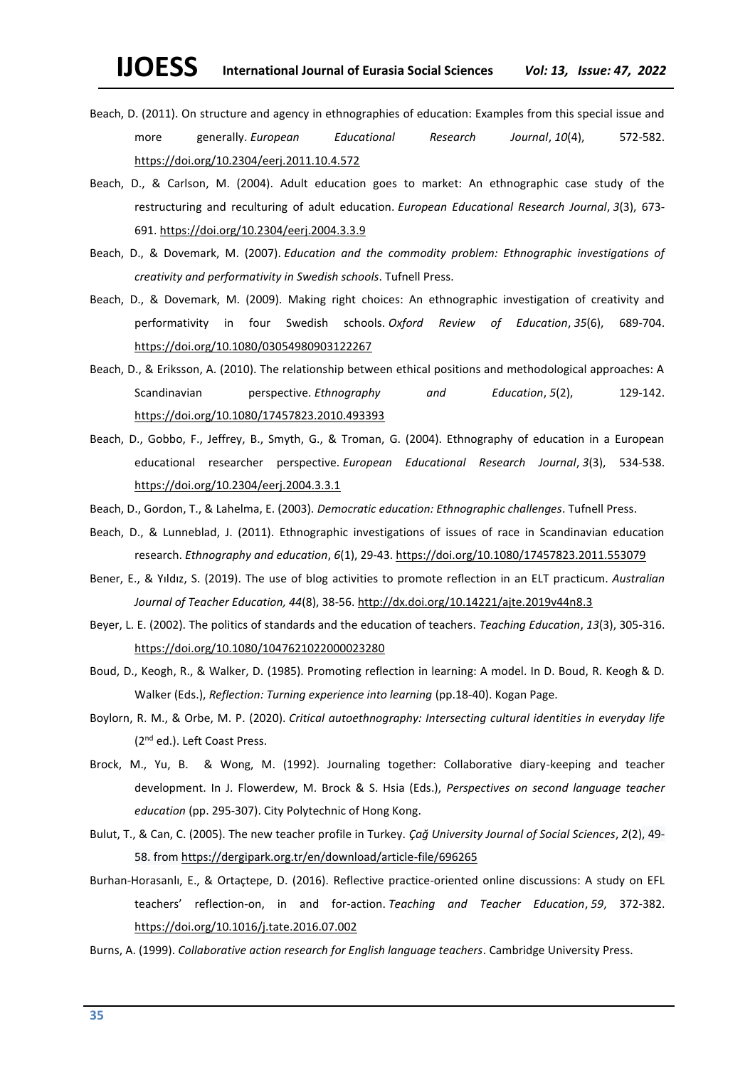Beach, D. (2011). On structure and agency in ethnographies of education: Examples from this special issue and more generally. *European Educational Research Journal*, *10*(4), 572-582. https://doi.org/10.2304/eerj.2011.10.4.572

Beach, D., & Carlson, M. (2004). Adult education goes to market: An ethnographic case study of the restructuring and reculturing of adult education. *European Educational Research Journal*, *3*(3), 673-691. https://doi.org/10.2304/eerj.2004.3.3.9

Beach, D., & Dovemark, M. (2007). *Education and the commodity problem: Ethnographic investigations of creativity and performativity in Swedish schools*. Tufnell Press.

Beach, D., & Dovemark, M. (2009). Making right choices: An ethnographic investigation of creativity and performativity in four Swedish schools. *Oxford Review of Education*, *35*(6), 689-704. https://doi.org/10.1080/03054980903122267

Beach, D., & Eriksson, A. (2010). The relationship between ethical positions and methodological approaches: A Scandinavian perspective. *Ethnography and Education*, *5*(2), 129-142. https://doi.org/10.1080/17457823.2010.493393

Beach, D., Gobbo, F., Jeffrey, B., Smyth, G., & Troman, G. (2004). Ethnography of education in a European educational researcher perspective. *European Educational Research Journal*, *3*(3), 534-538. https://doi.org/10.2304/eerj.2004.3.3.1

Beach, D., Gordon, T., & Lahelma, E. (2003). *Democratic education: Ethnographic challenges*. Tufnell Press.

Beach, D., & Lunneblad, J. (2011). Ethnographic investigations of issues of race in Scandinavian education research. *Ethnography and education*, *6*(1), 29-43. https://doi.org/10.1080/17457823.2011.553079

Bener, E., & Yıldız, S. (2019). The use of blog activities to promote reflection in an ELT practicum. *Australian Journal of Teacher Education, 44*(8), 38-56. http://dx.doi.org/10.14221/ajte.2019v44n8.3

Beyer, L. E. (2002). The politics of standards and the education of teachers. *Teaching Education*, *13*(3), 305-316. https://doi.org/10.1080/1047621022000023280

Boud, D., Keogh, R., & Walker, D. (1985). Promoting reflection in learning: A model. In D. Boud, R. Keogh & D. Walker (Eds.), *Reflection: Turning experience into learning* (pp.18-40). Kogan Page.

Boylorn, R. M., & Orbe, M. P. (2020). *Critical autoethnography: Intersecting cultural identities in everyday life* (2nd ed.). Left Coast Press.

Brock, M., Yu, B. & Wong, M. (1992). Journaling together: Collaborative diary-keeping and teacher development. In J. Flowerdew, M. Brock & S. Hsia (Eds.), *Perspectives on second language teacher education* (pp. 295-307). City Polytechnic of Hong Kong.

Bulut, T., & Can, C. (2005). The new teacher profile in Turkey. *Çağ University Journal of Social Sciences*, *2*(2), 49-58. from https://dergipark.org.tr/en/download/article-file/696265

Burhan-Horasanlı, E., & Ortaçtepe, D. (2016). Reflective practice-oriented online discussions: A study on EFL teachers' reflection-on, in and for-action. *Teaching and Teacher Education*, *59*, 372-382. https://doi.org/10.1016/j.tate.2016.07.002

Burns, A. (1999). *Collaborative action research for English language teachers*. Cambridge University Press.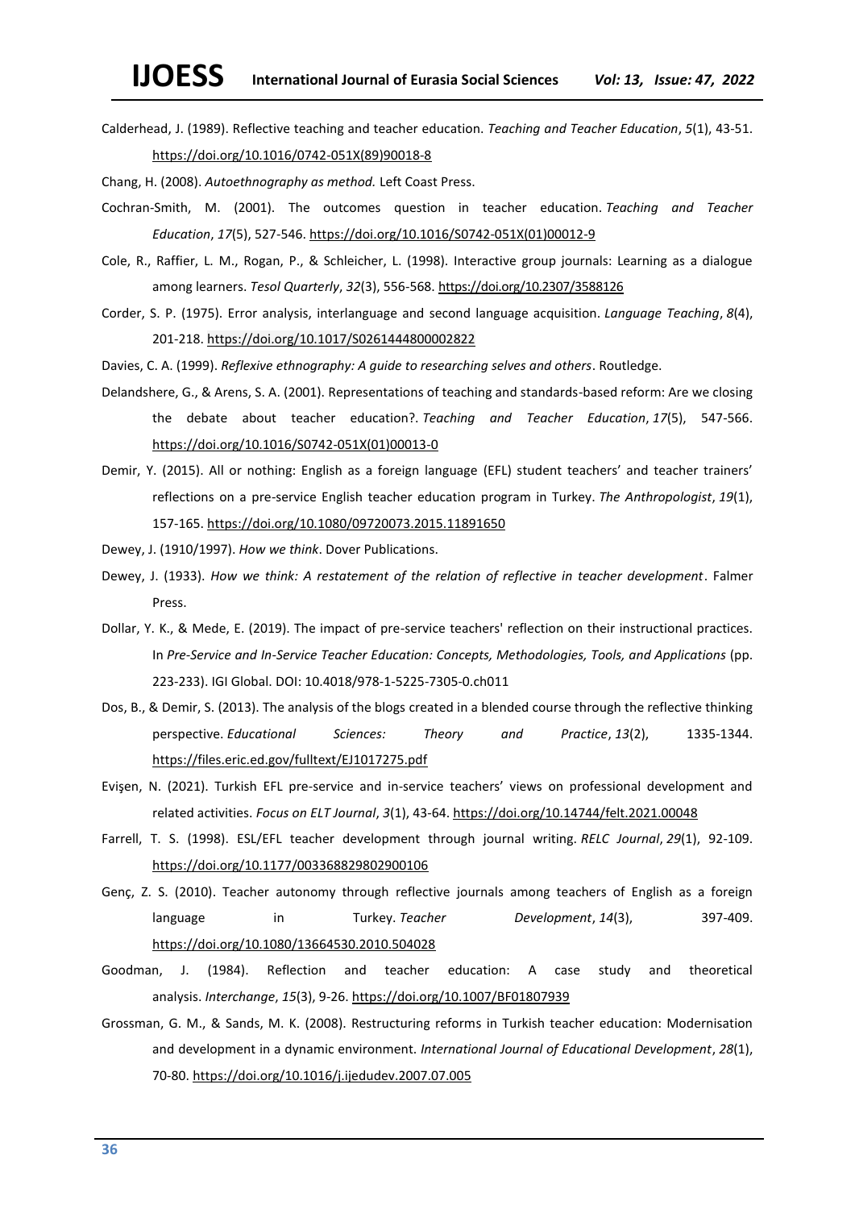Calderhead, J. (1989). Reflective teaching and teacher education. *Teaching and Teacher Education*, *5*(1), 43-51. https://doi.org/10.1016/0742-051X(89)90018-8

Chang, H. (2008). *Autoethnography as method.* Left Coast Press.

Cochran-Smith, M. (2001). The outcomes question in teacher education. *Teaching and Teacher Education*, *17*(5), 527-546. https://doi.org/10.1016/S0742-051X(01)00012-9

Cole, R., Raffier, L. M., Rogan, P., & Schleicher, L. (1998). Interactive group journals: Learning as a dialogue among learners. *Tesol Quarterly*, *32*(3), 556-568. https://doi.org/10.2307/3588126

Corder, S. P. (1975). Error analysis, interlanguage and second language acquisition. *Language Teaching*, *8*(4), 201-218. https://doi.org/10.1017/S0261444800002822

Davies, C. A. (1999). *Reflexive ethnography: A guide to researching selves and others*. Routledge.

Delandshere, G., & Arens, S. A. (2001). Representations of teaching and standards-based reform: Are we closing the debate about teacher education?. *Teaching and Teacher Education*, *17*(5), 547-566. https://doi.org/10.1016/S0742-051X(01)00013-0

Demir, Y. (2015). All or nothing: English as a foreign language (EFL) student teachers' and teacher trainers' reflections on a pre-service English teacher education program in Turkey. *The Anthropologist*, *19*(1), 157-165. https://doi.org/10.1080/09720073.2015.11891650

Dewey, J. (1910/1997). *How we think*. Dover Publications.

Dewey, J. (1933). *How we think: A restatement of the relation of reflective in teacher development*. Falmer Press.

Dollar, Y. K., & Mede, E. (2019). The impact of pre-service teachers' reflection on their instructional practices. In *Pre-Service and In-Service Teacher Education: Concepts, Methodologies, Tools, and Applications* (pp. 223-233). IGI Global. DOI: 10.4018/978-1-5225-7305-0.ch011

Dos, B., & Demir, S. (2013). The analysis of the blogs created in a blended course through the reflective thinking perspective. *Educational Sciences: Theory and Practice*, *13*(2), 1335-1344. https://files.eric.ed.gov/fulltext/EJ1017275.pdf

Evişen, N. (2021). Turkish EFL pre-service and in-service teachers' views on professional development and related activities. *Focus on ELT Journal*, *3*(1), 43-64. https://doi.org/10.14744/felt.2021.00048

Farrell, T. S. (1998). ESL/EFL teacher development through journal writing. *RELC Journal*, *29*(1), 92-109. https://doi.org/10.1177/003368829802900106

Genç, Z. S. (2010). Teacher autonomy through reflective journals among teachers of English as a foreign language in Turkey. *Teacher Development*, *14*(3), 397-409. https://doi.org/10.1080/13664530.2010.504028

Goodman, J. (1984). Reflection and teacher education: A case study and theoretical analysis. *Interchange*, *15*(3), 9-26. https://doi.org/10.1007/BF01807939

Grossman, G. M., & Sands, M. K. (2008). Restructuring reforms in Turkish teacher education: Modernisation and development in a dynamic environment. *International Journal of Educational Development*, *28*(1), 70-80. https://doi.org/10.1016/j.ijedudev.2007.07.005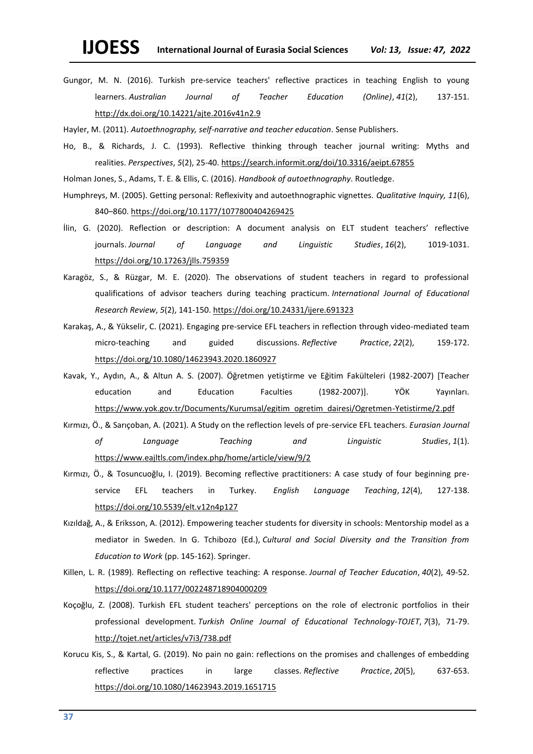Gungor, M. N. (2016). Turkish pre-service teachers' reflective practices in teaching English to young learners. *Australian Journal of Teacher Education (Online)*, *41*(2), 137-151. http://dx.doi.org/10.14221/ajte.2016v41n2.9

Hayler, M. (2011). *Autoethnography, self-narrative and teacher education*. Sense Publishers.

Ho, B., & Richards, J. C. (1993). Reflective thinking through teacher journal writing: Myths and realities. *Perspectives*, *5*(2), 25-40. https://search.informit.org/doi/10.3316/aeipt.67855

Holman Jones, S., Adams, T. E. & Ellis, C. (2016). *Handbook of autoethnography*. Routledge.

Humphreys, M. (2005). Getting personal: Reflexivity and autoethnographic vignettes. *Qualitative Inquiry, 11*(6), 840–860. https://doi.org/10.1177/1077800404269425

İlin, G. (2020). Reflection or description: A document analysis on ELT student teachers' reflective journals. *Journal of Language and Linguistic Studies*, *16*(2), 1019-1031. https://doi.org/10.17263/jlls.759359

Karagöz, S., & Rüzgar, M. E. (2020). The observations of student teachers in regard to professional qualifications of advisor teachers during teaching practicum. *International Journal of Educational Research Review*, *5*(2), 141-150. https://doi.org/10.24331/ijere.691323

Karakaş, A., & Yükselir, C. (2021). Engaging pre-service EFL teachers in reflection through video-mediated team micro-teaching and guided discussions. *Reflective Practice*, *22*(2), 159-172. https://doi.org/10.1080/14623943.2020.1860927

Kavak, Y., Aydın, A., & Altun A. S. (2007). Öğretmen yetiştirme ve Eğitim Fakülteleri (1982-2007) [Teacher education and Education Faculties (1982-2007)]. YÖK Yayınları. https://www.yok.gov.tr/Documents/Kurumsal/egitim_ogretim_dairesi/Ogretmen-Yetistirme/2.pdf

Kırmızı, Ö., & Sarıçoban, A. (2021). A Study on the reflection levels of pre-service EFL teachers. *Eurasian Journal of Language Teaching and Linguistic Studies*, *1*(1). https://www.eajltls.com/index.php/home/article/view/9/2

Kırmızı, Ö., & Tosuncuoğlu, I. (2019). Becoming reflective practitioners: A case study of four beginning pre-service EFL teachers in Turkey. *English Language Teaching*, *12*(4), 127-138. https://doi.org/10.5539/elt.v12n4p127

Kızıldağ, A., & Eriksson, A. (2012). Empowering teacher students for diversity in schools: Mentorship model as a mediator in Sweden. In G. Tchibozo (Ed.), *Cultural and Social Diversity and the Transition from Education to Work* (pp. 145-162). Springer.

Killen, L. R. (1989). Reflecting on reflective teaching: A response. *Journal of Teacher Education*, *40*(2), 49-52. https://doi.org/10.1177/002248718904000209

Koçoğlu, Z. (2008). Turkish EFL student teachers' perceptions on the role of electronic portfolios in their professional development. *Turkish Online Journal of Educational Technology-TOJET*, *7*(3), 71-79. http://tojet.net/articles/v7i3/738.pdf

Korucu Kis, S., & Kartal, G. (2019). No pain no gain: reflections on the promises and challenges of embedding reflective practices in large classes. *Reflective Practice*, *20*(5), 637-653. https://doi.org/10.1080/14623943.2019.1651715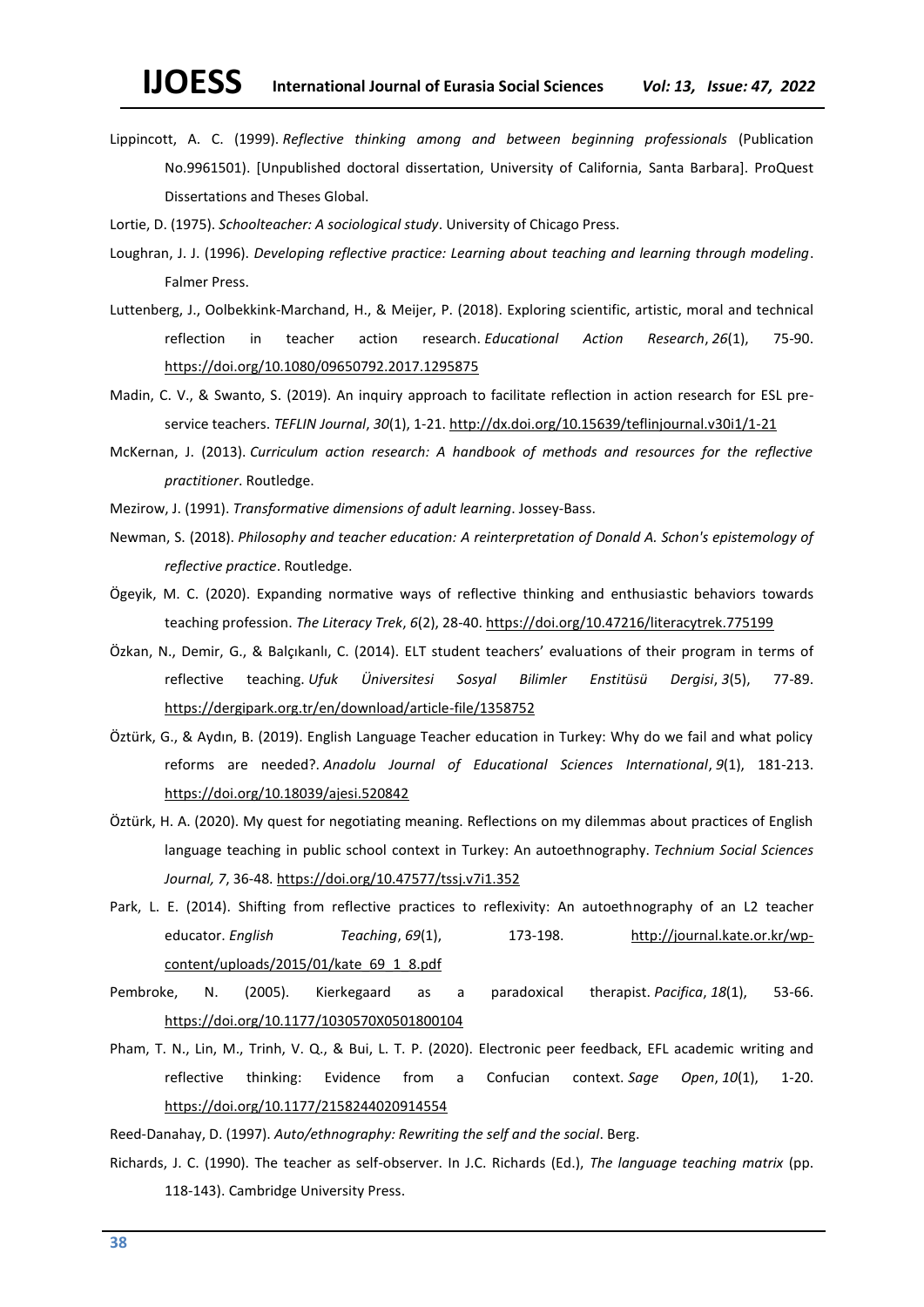Lippincott, A. C. (1999). *Reflective thinking among and between beginning professionals* (Publication No.9961501). [Unpublished doctoral dissertation, University of California, Santa Barbara]. ProQuest Dissertations and Theses Global.

Lortie, D. (1975). *Schoolteacher: A sociological study*. University of Chicago Press.

Loughran, J. J. (1996). *Developing reflective practice: Learning about teaching and learning through modeling*. Falmer Press.

Luttenberg, J., Oolbekkink-Marchand, H., & Meijer, P. (2018). Exploring scientific, artistic, moral and technical reflection in teacher action research. *Educational Action Research*, *26*(1), 75-90. https://doi.org/10.1080/09650792.2017.1295875

Madin, C. V., & Swanto, S. (2019). An inquiry approach to facilitate reflection in action research for ESL pre-service teachers. *TEFLIN Journal*, *30*(1), 1-21. http://dx.doi.org/10.15639/teflinjournal.v30i1/1-21

McKernan, J. (2013). *Curriculum action research: A handbook of methods and resources for the reflective practitioner*. Routledge.

Mezirow, J. (1991). *Transformative dimensions of adult learning*. Jossey-Bass.

Newman, S. (2018). *Philosophy and teacher education: A reinterpretation of Donald A. Schon's epistemology of reflective practice*. Routledge.

Ögeyik, M. C. (2020). Expanding normative ways of reflective thinking and enthusiastic behaviors towards teaching profession. *The Literacy Trek*, *6*(2), 28-40. https://doi.org/10.47216/literacytrek.775199

Özkan, N., Demir, G., & Balçıkanlı, C. (2014). ELT student teachers' evaluations of their program in terms of reflective teaching. *Ufuk Üniversitesi Sosyal Bilimler Enstitüsü Dergisi*, *3*(5), 77-89. https://dergipark.org.tr/en/download/article-file/1358752

Öztürk, G., & Aydın, B. (2019). English Language Teacher education in Turkey: Why do we fail and what policy reforms are needed?. *Anadolu Journal of Educational Sciences International*, *9*(1), 181-213. https://doi.org/10.18039/ajesi.520842

Öztürk, H. A. (2020). My quest for negotiating meaning. Reflections on my dilemmas about practices of English language teaching in public school context in Turkey: An autoethnography. *Technium Social Sciences Journal, 7*, 36-48. https://doi.org/10.47577/tssj.v7i1.352

Park, L. E. (2014). Shifting from reflective practices to reflexivity: An autoethnography of an L2 teacher educator. *English Teaching*, *69*(1), 173-198. http://journal.kate.or.kr/wp-content/uploads/2015/01/kate_69_1_8.pdf

Pembroke, N. (2005). Kierkegaard as a paradoxical therapist. *Pacifica*, *18*(1), 53-66. https://doi.org/10.1177/1030570X0501800104

Pham, T. N., Lin, M., Trinh, V. Q., & Bui, L. T. P. (2020). Electronic peer feedback, EFL academic writing and reflective thinking: Evidence from a Confucian context. *Sage Open*, *10*(1), 1-20. https://doi.org/10.1177/2158244020914554

Reed-Danahay, D. (1997). *Auto/ethnography: Rewriting the self and the social*. Berg.

Richards, J. C. (1990). The teacher as self-observer. In J.C. Richards (Ed.), *The language teaching matrix* (pp. 118-143). Cambridge University Press.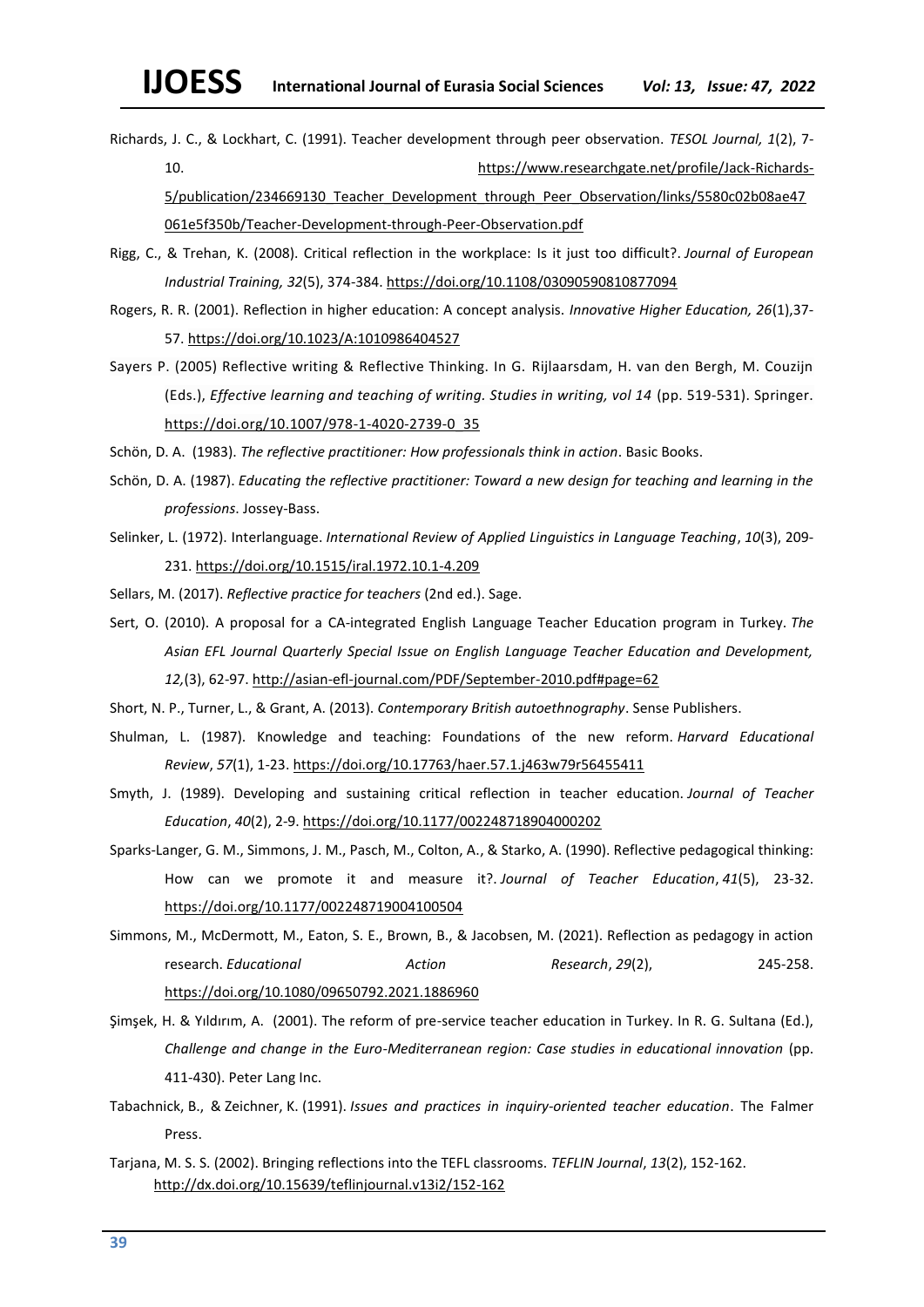Richards, J. C., & Lockhart, C. (1991). Teacher development through peer observation. *TESOL Journal, 1*(2), 7-10. https://www.researchgate.net/profile/Jack-Richards-5/publication/234669130_Teacher_Development_through_Peer_Observation/links/5580c02b08ae47061e5f350b/Teacher-Development-through-Peer-Observation.pdf

Rigg, C., & Trehan, K. (2008). Critical reflection in the workplace: Is it just too difficult?. *Journal of European Industrial Training, 32*(5), 374-384. https://doi.org/10.1108/03090590810877094

Rogers, R. R. (2001). Reflection in higher education: A concept analysis. *Innovative Higher Education, 26*(1),37-57. https://doi.org/10.1023/A:1010986404527

Sayers P. (2005) Reflective writing & Reflective Thinking. In G. Rijlaarsdam, H. van den Bergh, M. Couzijn (Eds.), *Effective learning and teaching of writing. Studies in writing, vol 14* (pp. 519-531). Springer. https://doi.org/10.1007/978-1-4020-2739-0_35

Schön, D. A. (1983). *The reflective practitioner: How professionals think in action*. Basic Books.

Schön, D. A. (1987). *Educating the reflective practitioner: Toward a new design for teaching and learning in the professions*. Jossey-Bass.

Selinker, L. (1972). Interlanguage. *International Review of Applied Linguistics in Language Teaching*, *10*(3), 209-231. https://doi.org/10.1515/iral.1972.10.1-4.209

Sellars, M. (2017). *Reflective practice for teachers* (2nd ed.). Sage.

Sert, O. (2010). A proposal for a CA-integrated English Language Teacher Education program in Turkey. *The Asian EFL Journal Quarterly Special Issue on English Language Teacher Education and Development, 12,*(3), 62-97. http://asian-efl-journal.com/PDF/September-2010.pdf#page=62

Short, N. P., Turner, L., & Grant, A. (2013). *Contemporary British autoethnography*. Sense Publishers.

Shulman, L. (1987). Knowledge and teaching: Foundations of the new reform. *Harvard Educational Review*, *57*(1), 1-23. https://doi.org/10.17763/haer.57.1.j463w79r56455411

Smyth, J. (1989). Developing and sustaining critical reflection in teacher education. *Journal of Teacher Education*, *40*(2), 2-9. https://doi.org/10.1177/002248718904000202

Sparks-Langer, G. M., Simmons, J. M., Pasch, M., Colton, A., & Starko, A. (1990). Reflective pedagogical thinking: How can we promote it and measure it?. *Journal of Teacher Education*, *41*(5), 23-32. https://doi.org/10.1177/002248719004100504

Simmons, M., McDermott, M., Eaton, S. E., Brown, B., & Jacobsen, M. (2021). Reflection as pedagogy in action research. *Educational Action Research*, *29*(2), 245-258. https://doi.org/10.1080/09650792.2021.1886960

Şimşek, H. & Yıldırım, A. (2001). The reform of pre-service teacher education in Turkey. In R. G. Sultana (Ed.), *Challenge and change in the Euro-Mediterranean region: Case studies in educational innovation* (pp. 411-430). Peter Lang Inc.

Tabachnick, B., & Zeichner, K. (1991). *Issues and practices in inquiry-oriented teacher education*. The Falmer Press.

Tarjana, M. S. S. (2002). Bringing reflections into the TEFL classrooms. *TEFLIN Journal*, *13*(2), 152-162. http://dx.doi.org/10.15639/teflinjournal.v13i2/152-162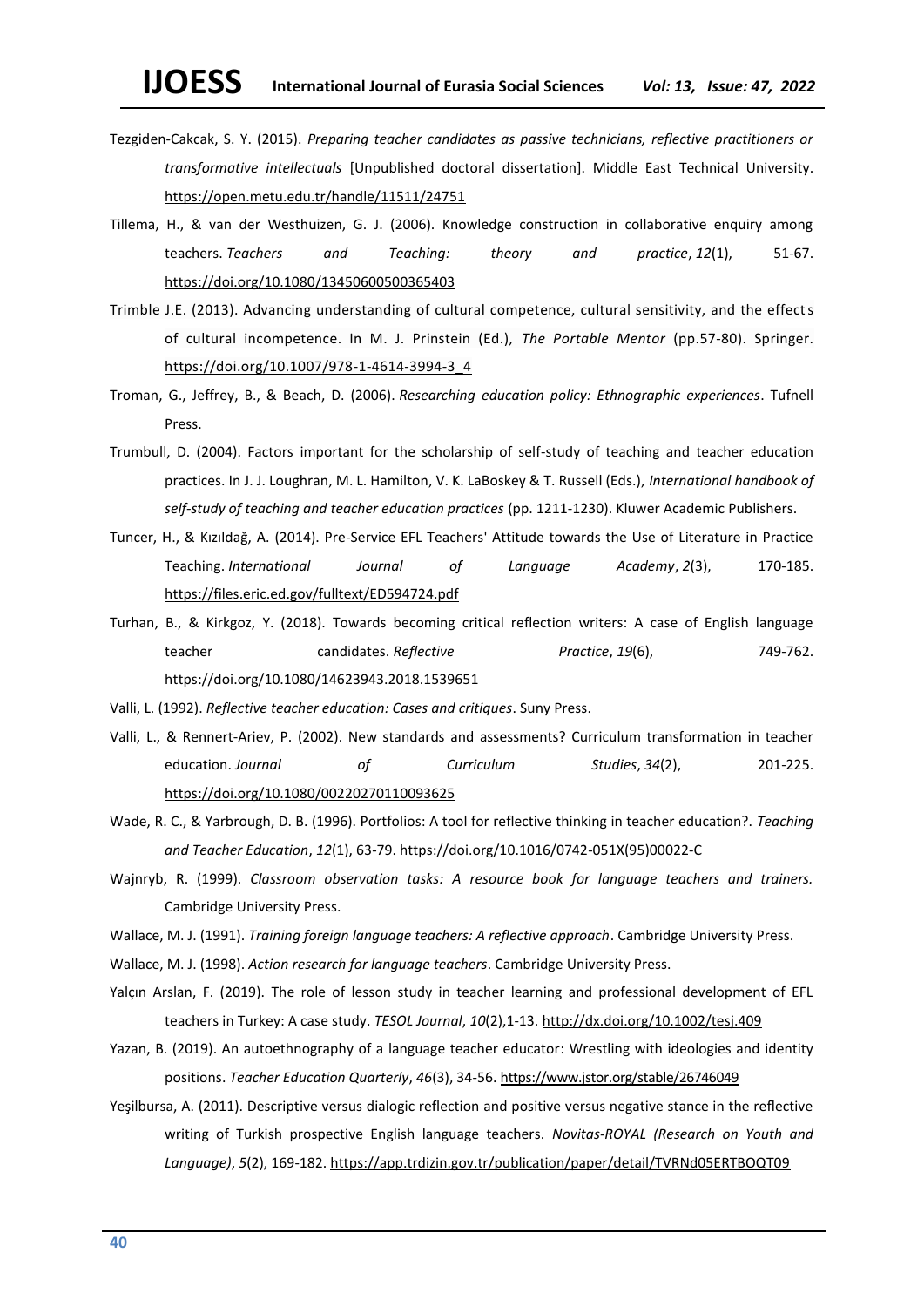Tezgiden-Cakcak, S. Y. (2015). *Preparing teacher candidates as passive technicians, reflective practitioners or transformative intellectuals* [Unpublished doctoral dissertation]. Middle East Technical University. https://open.metu.edu.tr/handle/11511/24751

Tillema, H., & van der Westhuizen, G. J. (2006). Knowledge construction in collaborative enquiry among teachers. *Teachers and Teaching: theory and practice*, *12*(1), 51-67. https://doi.org/10.1080/13450600500365403

Trimble J.E. (2013). Advancing understanding of cultural competence, cultural sensitivity, and the effects of cultural incompetence. In M. J. Prinstein (Ed.), *The Portable Mentor* (pp.57-80). Springer. https://doi.org/10.1007/978-1-4614-3994-3_4

Troman, G., Jeffrey, B., & Beach, D. (2006). *Researching education policy: Ethnographic experiences*. Tufnell Press.

Trumbull, D. (2004). Factors important for the scholarship of self-study of teaching and teacher education practices. In J. J. Loughran, M. L. Hamilton, V. K. LaBoskey & T. Russell (Eds.), *International handbook of self-study of teaching and teacher education practices* (pp. 1211-1230). Kluwer Academic Publishers.

Tuncer, H., & Kızıldağ, A. (2014). Pre-Service EFL Teachers' Attitude towards the Use of Literature in Practice Teaching. *International Journal of Language Academy*, *2*(3), 170-185. https://files.eric.ed.gov/fulltext/ED594724.pdf

Turhan, B., & Kirkgoz, Y. (2018). Towards becoming critical reflection writers: A case of English language teacher candidates. *Reflective Practice*, *19*(6), 749-762. https://doi.org/10.1080/14623943.2018.1539651

Valli, L. (1992). *Reflective teacher education: Cases and critiques*. Suny Press.

Valli, L., & Rennert-Ariev, P. (2002). New standards and assessments? Curriculum transformation in teacher education. *Journal of Curriculum Studies*, *34*(2), 201-225. https://doi.org/10.1080/00220270110093625

Wade, R. C., & Yarbrough, D. B. (1996). Portfolios: A tool for reflective thinking in teacher education?. *Teaching and Teacher Education*, *12*(1), 63-79. https://doi.org/10.1016/0742-051X(95)00022-C

Wajnryb, R. (1999). *Classroom observation tasks: A resource book for language teachers and trainers.* Cambridge University Press.

Wallace, M. J. (1991). *Training foreign language teachers: A reflective approach*. Cambridge University Press.

Wallace, M. J. (1998). *Action research for language teachers*. Cambridge University Press.

Yalçın Arslan, F. (2019). The role of lesson study in teacher learning and professional development of EFL teachers in Turkey: A case study. *TESOL Journal*, *10*(2),1-13. http://dx.doi.org/10.1002/tesj.409

Yazan, B. (2019). An autoethnography of a language teacher educator: Wrestling with ideologies and identity positions. *Teacher Education Quarterly*, *46*(3), 34-56. https://www.jstor.org/stable/26746049

Yeşilbursa, A. (2011). Descriptive versus dialogic reflection and positive versus negative stance in the reflective writing of Turkish prospective English language teachers. *Novitas-ROYAL (Research on Youth and Language)*, *5*(2), 169-182. https://app.trdizin.gov.tr/publication/paper/detail/TVRNd05ERTBOQT09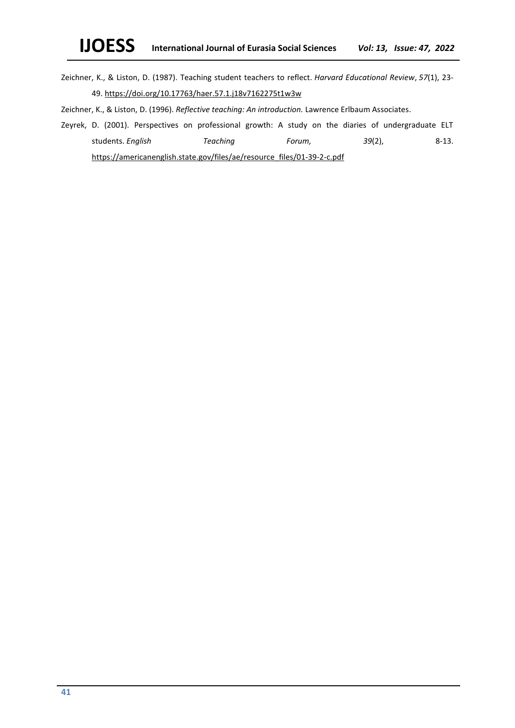Zeichner, K., & Liston, D. (1987). Teaching student teachers to reflect. *Harvard Educational Review*, *57*(1), 23-49. https://doi.org/10.17763/haer.57.1.j18v7162275t1w3w

Zeichner, K., & Liston, D. (1996). *Reflective teaching: An introduction.* Lawrence Erlbaum Associates.

Zeyrek, D. (2001). Perspectives on professional growth: A study on the diaries of undergraduate ELT students. *English Teaching Forum,* *39*(2), 8-13. https://americanenglish.state.gov/files/ae/resource_files/01-39-2-c.pdf